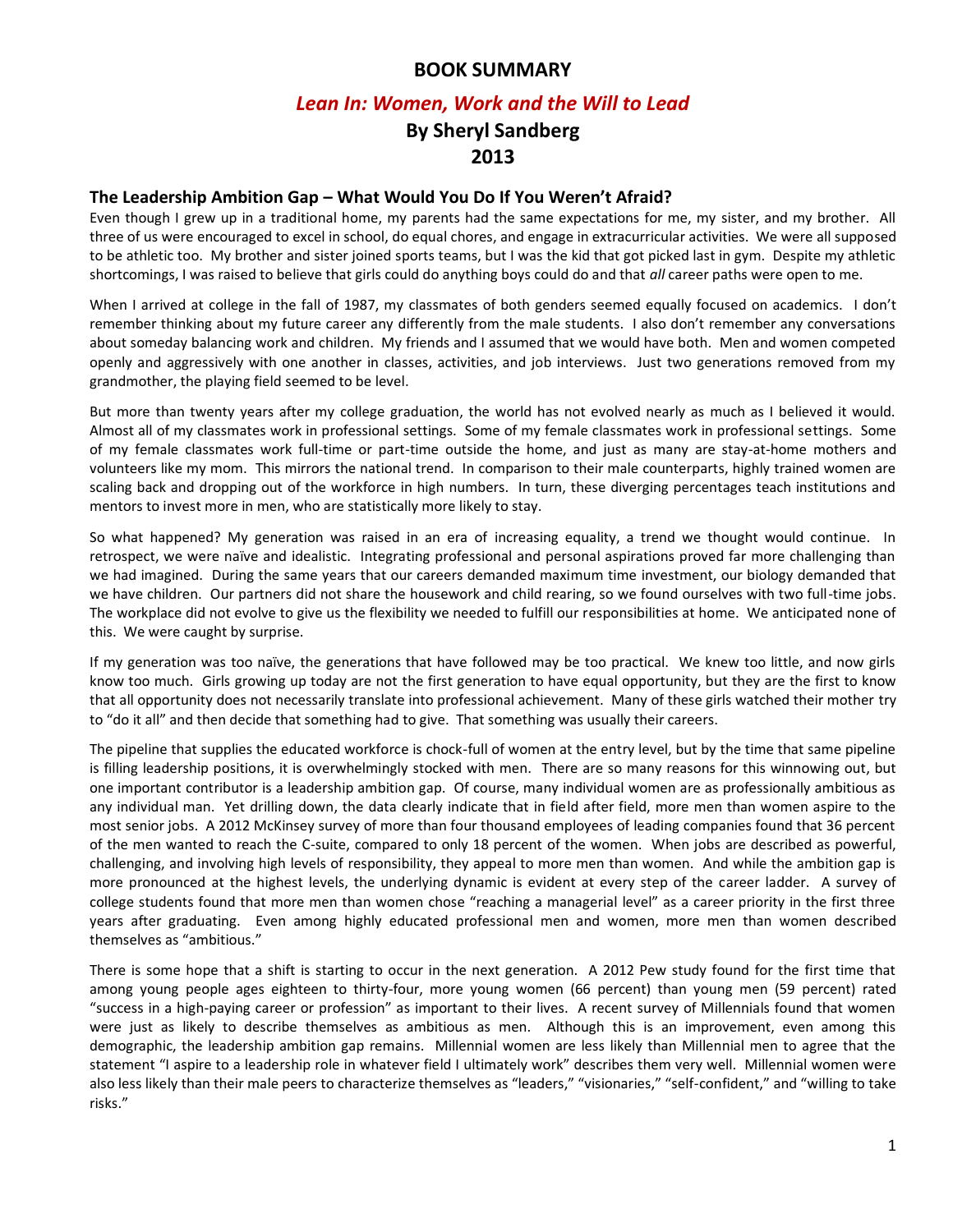# BOOK SUMMARY

## *Lean In: Women, Work and the Will to Lead*

## By Sheryl Sandberg

## 2013

### The Leadership Ambition Gap – What Would You Do If You Weren't Afraid?

Even though I grew up in a traditional home, my parents had the same expectations for me, my sister, and my brother. All three of us were encouraged to excel in school, do equal chores, and engage in extracurricular activities. We were all supposed to be athletic too. My brother and sister joined sports teams, but I was the kid that got picked last in gym. Despite my athletic shortcomings, I was raised to believe that girls could do anything boys could do and that *all* career paths were open to me.

When I arrived at college in the fall of 1987, my classmates of both genders seemed equally focused on academics. I don't remember thinking about my future career any differently from the male students. I also don't remember any conversations about someday balancing work and children. My friends and I assumed that we would have both. Men and women competed openly and aggressively with one another in classes, activities, and job interviews. Just two generations removed from my grandmother, the playing field seemed to be level.

But more than twenty years after my college graduation, the world has not evolved nearly as much as I believed it would. Almost all of my classmates work in professional settings. Some of my female classmates work in professional settings. Some of my female classmates work full-time or part-time outside the home, and just as many are stay-at-home mothers and volunteers like my mom. This mirrors the national trend. In comparison to their male counterparts, highly trained women are scaling back and dropping out of the workforce in high numbers. In turn, these diverging percentages teach institutions and mentors to invest more in men, who are statistically more likely to stay.

So what happened? My generation was raised in an era of increasing equality, a trend we thought would continue. In retrospect, we were naïve and idealistic. Integrating professional and personal aspirations proved far more challenging than we had imagined. During the same years that our careers demanded maximum time investment, our biology demanded that we have children. Our partners did not share the housework and child rearing, so we found ourselves with two full-time jobs. The workplace did not evolve to give us the flexibility we needed to fulfill our responsibilities at home. We anticipated none of this. We were caught by surprise.

If my generation was too naïve, the generations that have followed may be too practical. We knew too little, and now girls know too much. Girls growing up today are not the first generation to have equal opportunity, but they are the first to know that all opportunity does not necessarily translate into professional achievement. Many of these girls watched their mother try to "do it all" and then decide that something had to give. That something was usually their careers.

The pipeline that supplies the educated workforce is chock-full of women at the entry level, but by the time that same pipeline is filling leadership positions, it is overwhelmingly stocked with men. There are so many reasons for this winnowing out, but one important contributor is a leadership ambition gap. Of course, many individual women are as professionally ambitious as any individual man. Yet drilling down, the data clearly indicate that in field after field, more men than women aspire to the most senior jobs. A 2012 McKinsey survey of more than four thousand employees of leading companies found that 36 percent of the men wanted to reach the C-suite, compared to only 18 percent of the women. When jobs are described as powerful, challenging, and involving high levels of responsibility, they appeal to more men than women. And while the ambition gap is more pronounced at the highest levels, the underlying dynamic is evident at every step of the career ladder. A survey of college students found that more men than women chose "reaching a managerial level" as a career priority in the first three years after graduating. Even among highly educated professional men and women, more men than women described themselves as "ambitious."

There is some hope that a shift is starting to occur in the next generation. A 2012 Pew study found for the first time that among young people ages eighteen to thirty-four, more young women (66 percent) than young men (59 percent) rated "success in a high-paying career or profession" as important to their lives. A recent survey of Millennials found that women were just as likely to describe themselves as ambitious as men. Although this is an improvement, even among this demographic, the leadership ambition gap remains. Millennial women are less likely than Millennial men to agree that the statement "I aspire to a leadership role in whatever field I ultimately work" describes them very well. Millennial women were also less likely than their male peers to characterize themselves as "leaders," "visionaries," "self-confident," and "willing to take risks."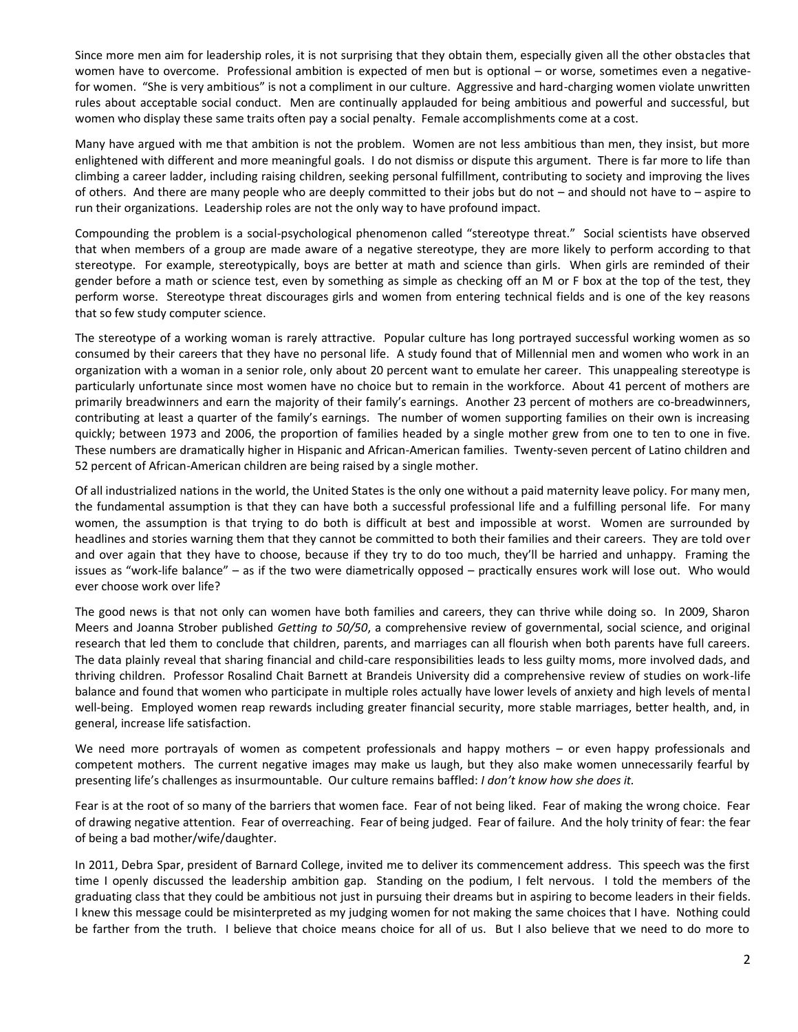Since more men aim for leadership roles, it is not surprising that they obtain them, especially given all the other obstacles that women have to overcome. Professional ambition is expected of men but is optional – or worse, sometimes even a negative- for women. "She is very ambitious" is not a compliment in our culture. Aggressive and hard-charging women violate unwritten rules about acceptable social conduct. Men are continually applauded for being ambitious and powerful and successful, but women who display these same traits often pay a social penalty. Female accomplishments come at a cost.

Many have argued with me that ambition is not the problem. Women are not less ambitious than men, they insist, but more enlightened with different and more meaningful goals. I do not dismiss or dispute this argument. There is far more to life than climbing a career ladder, including raising children, seeking personal fulfillment, contributing to society and improving the lives of others. And there are many people who are deeply committed to their jobs but do not – and should not have to – aspire to run their organizations. Leadership roles are not the only way to have profound impact.

Compounding the problem is a social-psychological phenomenon called "stereotype threat." Social scientists have observed that when members of a group are made aware of a negative stereotype, they are more likely to perform according to that stereotype. For example, stereotypically, boys are better at math and science than girls. When girls are reminded of their gender before a math or science test, even by something as simple as checking off an M or F box at the top of the test, they perform worse. Stereotype threat discourages girls and women from entering technical fields and is one of the key reasons that so few study computer science.

The stereotype of a working woman is rarely attractive. Popular culture has long portrayed successful working women as so consumed by their careers that they have no personal life. A study found that of Millennial men and women who work in an organization with a woman in a senior role, only about 20 percent want to emulate her career. This unappealing stereotype is particularly unfortunate since most women have no choice but to remain in the workforce. About 41 percent of mothers are primarily breadwinners and earn the majority of their family's earnings. Another 23 percent of mothers are co-breadwinners, contributing at least a quarter of the family's earnings. The number of women supporting families on their own is increasing quickly; between 1973 and 2006, the proportion of families headed by a single mother grew from one to ten to one in five. These numbers are dramatically higher in Hispanic and African-American families. Twenty-seven percent of Latino children and 52 percent of African-American children are being raised by a single mother.

Of all industrialized nations in the world, the United States is the only one without a paid maternity leave policy. For many men, the fundamental assumption is that they can have both a successful professional life and a fulfilling personal life. For many women, the assumption is that trying to do both is difficult at best and impossible at worst. Women are surrounded by headlines and stories warning them that they cannot be committed to both their families and their careers. They are told over and over again that they have to choose, because if they try to do too much, they'll be harried and unhappy. Framing the issues as "work-life balance" – as if the two were diametrically opposed – practically ensures work will lose out. Who would ever choose work over life?

The good news is that not only can women have both families and careers, they can thrive while doing so. In 2009, Sharon Meers and Joanna Strober published *Getting to 50/50*, a comprehensive review of governmental, social science, and original research that led them to conclude that children, parents, and marriages can all flourish when both parents have full careers. The data plainly reveal that sharing financial and child-care responsibilities leads to less guilty moms, more involved dads, and thriving children. Professor Rosalind Chait Barnett at Brandeis University did a comprehensive review of studies on work-life balance and found that women who participate in multiple roles actually have lower levels of anxiety and high levels of mental well-being. Employed women reap rewards including greater financial security, more stable marriages, better health, and, in general, increase life satisfaction.

We need more portrayals of women as competent professionals and happy mothers – or even happy professionals and competent mothers. The current negative images may make us laugh, but they also make women unnecessarily fearful by presenting life's challenges as insurmountable. Our culture remains baffled: *I don't know how she does it.*

Fear is at the root of so many of the barriers that women face. Fear of not being liked. Fear of making the wrong choice. Fear of drawing negative attention. Fear of overreaching. Fear of being judged. Fear of failure. And the holy trinity of fear: the fear of being a bad mother/wife/daughter.

In 2011, Debra Spar, president of Barnard College, invited me to deliver its commencement address. This speech was the first time I openly discussed the leadership ambition gap. Standing on the podium, I felt nervous. I told the members of the graduating class that they could be ambitious not just in pursuing their dreams but in aspiring to become leaders in their fields. I knew this message could be misinterpreted as my judging women for not making the same choices that I have. Nothing could be farther from the truth. I believe that choice means choice for all of us. But I also believe that we need to do more to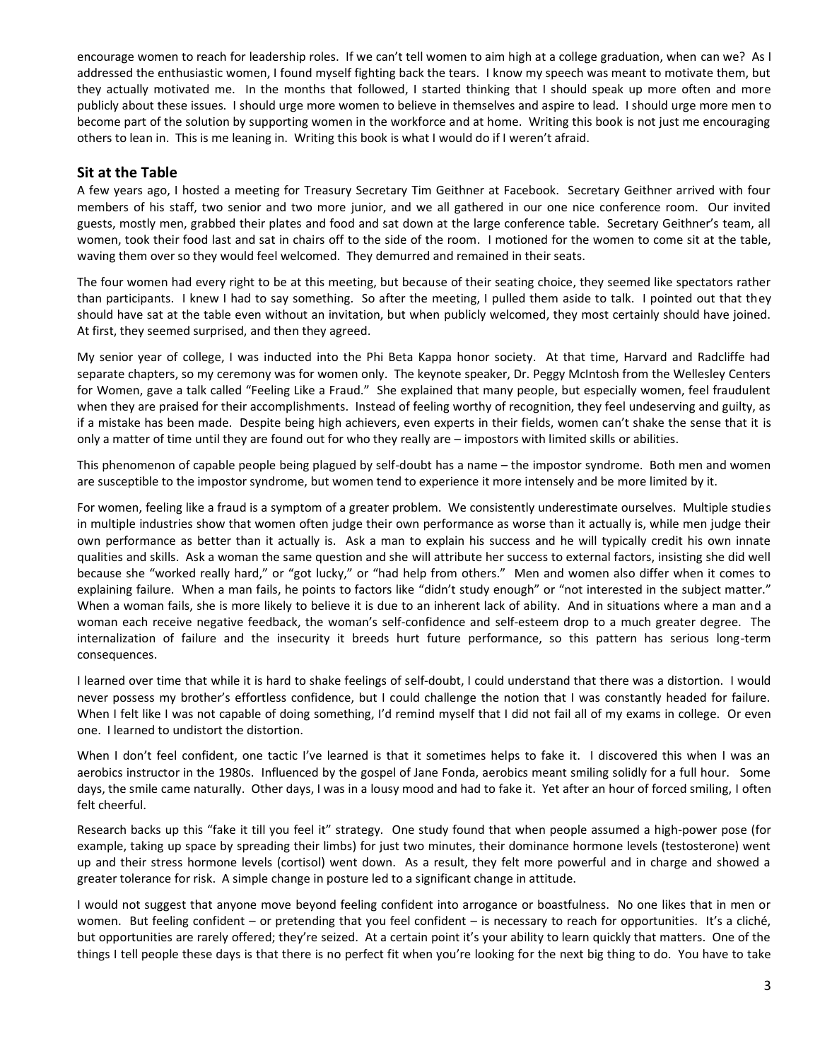encourage women to reach for leadership roles. If we can't tell women to aim high at a college graduation, when can we? As I addressed the enthusiastic women, I found myself fighting back the tears. I know my speech was meant to motivate them, but they actually motivated me. In the months that followed, I started thinking that I should speak up more often and more publicly about these issues. I should urge more women to believe in themselves and aspire to lead. I should urge more men to become part of the solution by supporting women in the workforce and at home. Writing this book is not just me encouraging others to lean in. This is me leaning in. Writing this book is what I would do if I weren't afraid.

## Sit at the Table

A few years ago, I hosted a meeting for Treasury Secretary Tim Geithner at Facebook. Secretary Geithner arrived with four members of his staff, two senior and two more junior, and we all gathered in our one nice conference room. Our invited guests, mostly men, grabbed their plates and food and sat down at the large conference table. Secretary Geithner's team, all women, took their food last and sat in chairs off to the side of the room. I motioned for the women to come sit at the table, waving them over so they would feel welcomed. They demurred and remained in their seats.

The four women had every right to be at this meeting, but because of their seating choice, they seemed like spectators rather than participants. I knew I had to say something. So after the meeting, I pulled them aside to talk. I pointed out that they should have sat at the table even without an invitation, but when publicly welcomed, they most certainly should have joined. At first, they seemed surprised, and then they agreed.

My senior year of college, I was inducted into the Phi Beta Kappa honor society. At that time, Harvard and Radcliffe had separate chapters, so my ceremony was for women only. The keynote speaker, Dr. Peggy McIntosh from the Wellesley Centers for Women, gave a talk called "Feeling Like a Fraud." She explained that many people, but especially women, feel fraudulent when they are praised for their accomplishments. Instead of feeling worthy of recognition, they feel undeserving and guilty, as if a mistake has been made. Despite being high achievers, even experts in their fields, women can't shake the sense that it is only a matter of time until they are found out for who they really are – impostors with limited skills or abilities.

This phenomenon of capable people being plagued by self-doubt has a name – the impostor syndrome. Both men and women are susceptible to the impostor syndrome, but women tend to experience it more intensely and be more limited by it.

For women, feeling like a fraud is a symptom of a greater problem. We consistently underestimate ourselves. Multiple studies in multiple industries show that women often judge their own performance as worse than it actually is, while men judge their own performance as better than it actually is. Ask a man to explain his success and he will typically credit his own innate qualities and skills. Ask a woman the same question and she will attribute her success to external factors, insisting she did well because she "worked really hard," or "got lucky," or "had help from others." Men and women also differ when it comes to explaining failure. When a man fails, he points to factors like "didn't study enough" or "not interested in the subject matter." When a woman fails, she is more likely to believe it is due to an inherent lack of ability. And in situations where a man and a woman each receive negative feedback, the woman's self-confidence and self-esteem drop to a much greater degree. The internalization of failure and the insecurity it breeds hurt future performance, so this pattern has serious long-term consequences.

I learned over time that while it is hard to shake feelings of self-doubt, I could understand that there was a distortion. I would never possess my brother's effortless confidence, but I could challenge the notion that I was constantly headed for failure. When I felt like I was not capable of doing something, I'd remind myself that I did not fail all of my exams in college. Or even one. I learned to undistort the distortion.

When I don't feel confident, one tactic I've learned is that it sometimes helps to fake it. I discovered this when I was an aerobics instructor in the 1980s. Influenced by the gospel of Jane Fonda, aerobics meant smiling solidly for a full hour. Some days, the smile came naturally. Other days, I was in a lousy mood and had to fake it. Yet after an hour of forced smiling, I often felt cheerful.

Research backs up this "fake it till you feel it" strategy. One study found that when people assumed a high-power pose (for example, taking up space by spreading their limbs) for just two minutes, their dominance hormone levels (testosterone) went up and their stress hormone levels (cortisol) went down. As a result, they felt more powerful and in charge and showed a greater tolerance for risk. A simple change in posture led to a significant change in attitude.

I would not suggest that anyone move beyond feeling confident into arrogance or boastfulness. No one likes that in men or women. But feeling confident – or pretending that you feel confident – is necessary to reach for opportunities. It's a cliché, but opportunities are rarely offered; they're seized. At a certain point it's your ability to learn quickly that matters. One of the things I tell people these days is that there is no perfect fit when you're looking for the next big thing to do. You have to take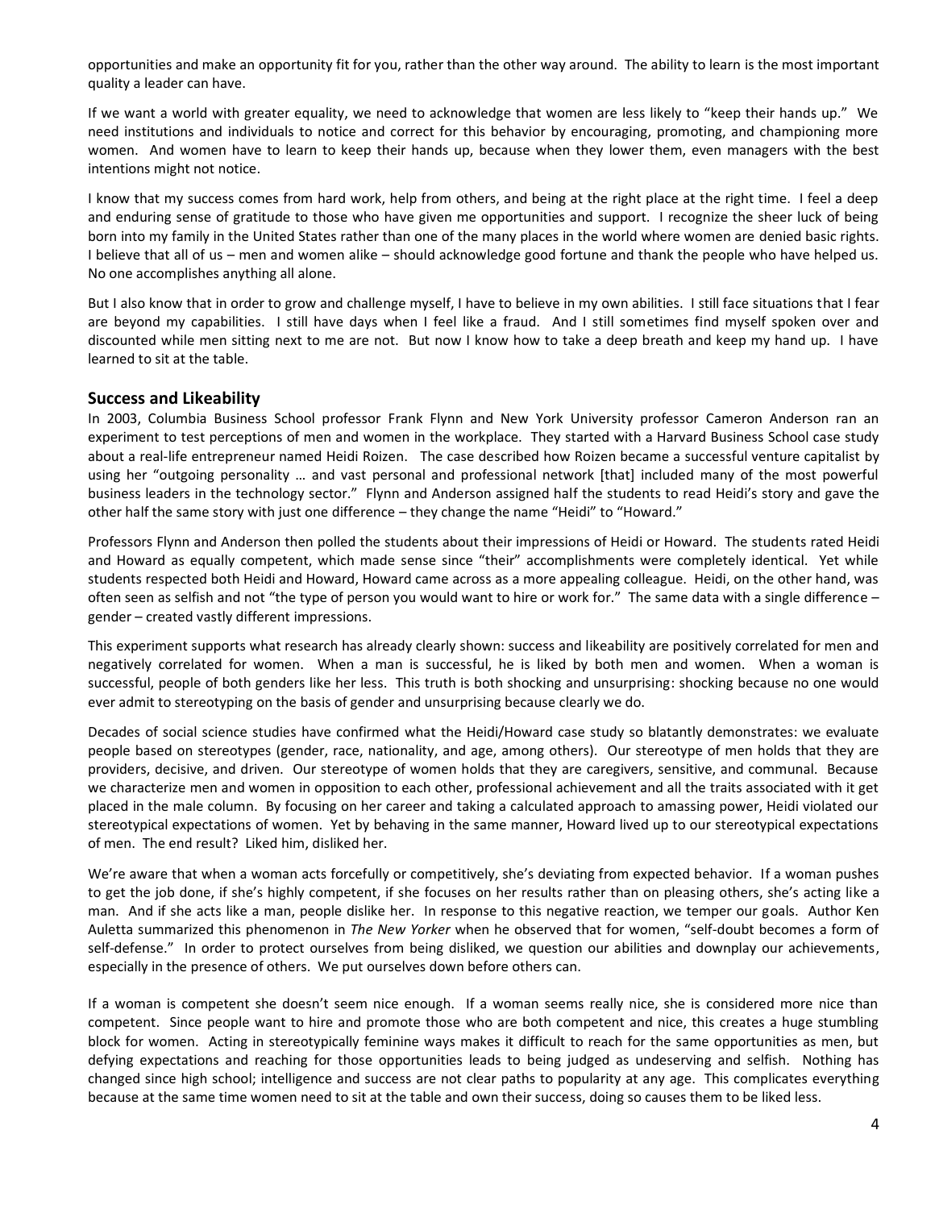opportunities and make an opportunity fit for you, rather than the other way around. The ability to learn is the most important quality a leader can have.

If we want a world with greater equality, we need to acknowledge that women are less likely to "keep their hands up." We need institutions and individuals to notice and correct for this behavior by encouraging, promoting, and championing more women. And women have to learn to keep their hands up, because when they lower them, even managers with the best intentions might not notice.

I know that my success comes from hard work, help from others, and being at the right place at the right time. I feel a deep and enduring sense of gratitude to those who have given me opportunities and support. I recognize the sheer luck of being born into my family in the United States rather than one of the many places in the world where women are denied basic rights. I believe that all of us – men and women alike – should acknowledge good fortune and thank the people who have helped us. No one accomplishes anything all alone.

But I also know that in order to grow and challenge myself, I have to believe in my own abilities. I still face situations that I fear are beyond my capabilities. I still have days when I feel like a fraud. And I still sometimes find myself spoken over and discounted while men sitting next to me are not. But now I know how to take a deep breath and keep my hand up. I have learned to sit at the table.

## Success and Likeability

In 2003, Columbia Business School professor Frank Flynn and New York University professor Cameron Anderson ran an experiment to test perceptions of men and women in the workplace. They started with a Harvard Business School case study about a real-life entrepreneur named Heidi Roizen. The case described how Roizen became a successful venture capitalist by using her "outgoing personality … and vast personal and professional network [that] included many of the most powerful business leaders in the technology sector." Flynn and Anderson assigned half the students to read Heidi's story and gave the other half the same story with just one difference – they change the name "Heidi" to "Howard."

Professors Flynn and Anderson then polled the students about their impressions of Heidi or Howard. The students rated Heidi and Howard as equally competent, which made sense since "their" accomplishments were completely identical. Yet while students respected both Heidi and Howard, Howard came across as a more appealing colleague. Heidi, on the other hand, was often seen as selfish and not "the type of person you would want to hire or work for." The same data with a single difference – gender – created vastly different impressions.

This experiment supports what research has already clearly shown: success and likeability are positively correlated for men and negatively correlated for women. When a man is successful, he is liked by both men and women. When a woman is successful, people of both genders like her less. This truth is both shocking and unsurprising: shocking because no one would ever admit to stereotyping on the basis of gender and unsurprising because clearly we do.

Decades of social science studies have confirmed what the Heidi/Howard case study so blatantly demonstrates: we evaluate people based on stereotypes (gender, race, nationality, and age, among others). Our stereotype of men holds that they are providers, decisive, and driven. Our stereotype of women holds that they are caregivers, sensitive, and communal. Because we characterize men and women in opposition to each other, professional achievement and all the traits associated with it get placed in the male column. By focusing on her career and taking a calculated approach to amassing power, Heidi violated our stereotypical expectations of women. Yet by behaving in the same manner, Howard lived up to our stereotypical expectations of men. The end result? Liked him, disliked her.

We're aware that when a woman acts forcefully or competitively, she's deviating from expected behavior. If a woman pushes to get the job done, if she's highly competent, if she focuses on her results rather than on pleasing others, she's acting like a man. And if she acts like a man, people dislike her. In response to this negative reaction, we temper our goals. Author Ken Auletta summarized this phenomenon in *The New Yorker* when he observed that for women, "self-doubt becomes a form of self-defense." In order to protect ourselves from being disliked, we question our abilities and downplay our achievements, especially in the presence of others. We put ourselves down before others can.

If a woman is competent she doesn't seem nice enough. If a woman seems really nice, she is considered more nice than competent. Since people want to hire and promote those who are both competent and nice, this creates a huge stumbling block for women. Acting in stereotypically feminine ways makes it difficult to reach for the same opportunities as men, but defying expectations and reaching for those opportunities leads to being judged as undeserving and selfish. Nothing has changed since high school; intelligence and success are not clear paths to popularity at any age. This complicates everything because at the same time women need to sit at the table and own their success, doing so causes them to be liked less.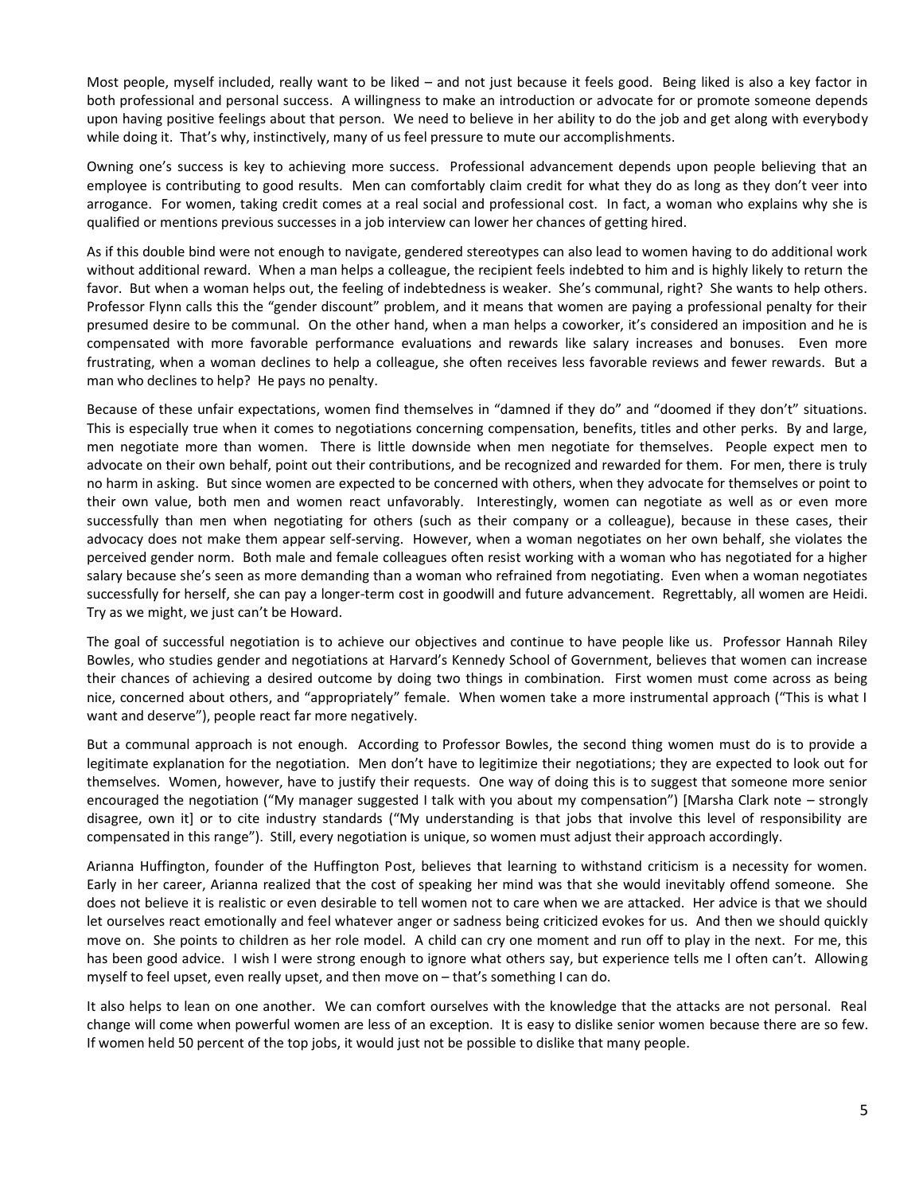Most people, myself included, really want to be liked – and not just because it feels good. Being liked is also a key factor in both professional and personal success. A willingness to make an introduction or advocate for or promote someone depends upon having positive feelings about that person. We need to believe in her ability to do the job and get along with everybody while doing it. That's why, instinctively, many of us feel pressure to mute our accomplishments.

Owning one's success is key to achieving more success. Professional advancement depends upon people believing that an employee is contributing to good results. Men can comfortably claim credit for what they do as long as they don't veer into arrogance. For women, taking credit comes at a real social and professional cost. In fact, a woman who explains why she is qualified or mentions previous successes in a job interview can lower her chances of getting hired.

As if this double bind were not enough to navigate, gendered stereotypes can also lead to women having to do additional work without additional reward. When a man helps a colleague, the recipient feels indebted to him and is highly likely to return the favor. But when a woman helps out, the feeling of indebtedness is weaker. She's communal, right? She wants to help others. Professor Flynn calls this the "gender discount" problem, and it means that women are paying a professional penalty for their presumed desire to be communal. On the other hand, when a man helps a coworker, it's considered an imposition and he is compensated with more favorable performance evaluations and rewards like salary increases and bonuses. Even more frustrating, when a woman declines to help a colleague, she often receives less favorable reviews and fewer rewards. But a man who declines to help? He pays no penalty.

Because of these unfair expectations, women find themselves in "damned if they do" and "doomed if they don't" situations. This is especially true when it comes to negotiations concerning compensation, benefits, titles and other perks. By and large, men negotiate more than women. There is little downside when men negotiate for themselves. People expect men to advocate on their own behalf, point out their contributions, and be recognized and rewarded for them. For men, there is truly no harm in asking. But since women are expected to be concerned with others, when they advocate for themselves or point to their own value, both men and women react unfavorably. Interestingly, women can negotiate as well as or even more successfully than men when negotiating for others (such as their company or a colleague), because in these cases, their advocacy does not make them appear self-serving. However, when a woman negotiates on her own behalf, she violates the perceived gender norm. Both male and female colleagues often resist working with a woman who has negotiated for a higher salary because she's seen as more demanding than a woman who refrained from negotiating. Even when a woman negotiates successfully for herself, she can pay a longer-term cost in goodwill and future advancement. Regrettably, all women are Heidi. Try as we might, we just can't be Howard.

The goal of successful negotiation is to achieve our objectives and continue to have people like us. Professor Hannah Riley Bowles, who studies gender and negotiations at Harvard's Kennedy School of Government, believes that women can increase their chances of achieving a desired outcome by doing two things in combination. First women must come across as being nice, concerned about others, and "appropriately" female. When women take a more instrumental approach ("This is what I want and deserve"), people react far more negatively.

But a communal approach is not enough. According to Professor Bowles, the second thing women must do is to provide a legitimate explanation for the negotiation. Men don't have to legitimize their negotiations; they are expected to look out for themselves. Women, however, have to justify their requests. One way of doing this is to suggest that someone more senior encouraged the negotiation ("My manager suggested I talk with you about my compensation") [Marsha Clark note – strongly disagree, own it] or to cite industry standards ("My understanding is that jobs that involve this level of responsibility are compensated in this range"). Still, every negotiation is unique, so women must adjust their approach accordingly.

Arianna Huffington, founder of the Huffington Post, believes that learning to withstand criticism is a necessity for women. Early in her career, Arianna realized that the cost of speaking her mind was that she would inevitably offend someone. She does not believe it is realistic or even desirable to tell women not to care when we are attacked. Her advice is that we should let ourselves react emotionally and feel whatever anger or sadness being criticized evokes for us. And then we should quickly move on. She points to children as her role model. A child can cry one moment and run off to play in the next. For me, this has been good advice. I wish I were strong enough to ignore what others say, but experience tells me I often can't. Allowing myself to feel upset, even really upset, and then move on – that's something I can do.

It also helps to lean on one another. We can comfort ourselves with the knowledge that the attacks are not personal. Real change will come when powerful women are less of an exception. It is easy to dislike senior women because there are so few. If women held 50 percent of the top jobs, it would just not be possible to dislike that many people.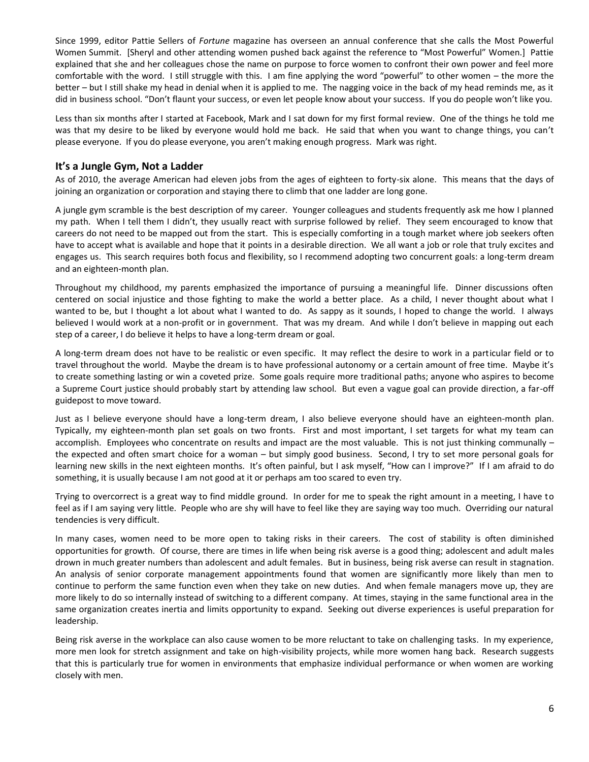Since 1999, editor Pattie Sellers of *Fortune* magazine has overseen an annual conference that she calls the Most Powerful Women Summit. [Sheryl and other attending women pushed back against the reference to "Most Powerful" Women.] Pattie explained that she and her colleagues chose the name on purpose to force women to confront their own power and feel more comfortable with the word. I still struggle with this. I am fine applying the word "powerful" to other women – the more the better – but I still shake my head in denial when it is applied to me. The nagging voice in the back of my head reminds me, as it did in business school. "Don't flaunt your success, or even let people know about your success. If you do people won't like you.

Less than six months after I started at Facebook, Mark and I sat down for my first formal review. One of the things he told me was that my desire to be liked by everyone would hold me back. He said that when you want to change things, you can't please everyone. If you do please everyone, you aren't making enough progress. Mark was right.

### It's a Jungle Gym, Not a Ladder

As of 2010, the average American had eleven jobs from the ages of eighteen to forty-six alone. This means that the days of joining an organization or corporation and staying there to climb that one ladder are long gone.

A jungle gym scramble is the best description of my career. Younger colleagues and students frequently ask me how I planned my path. When I tell them I didn't, they usually react with surprise followed by relief. They seem encouraged to know that careers do not need to be mapped out from the start. This is especially comforting in a tough market where job seekers often have to accept what is available and hope that it points in a desirable direction. We all want a job or role that truly excites and engages us. This search requires both focus and flexibility, so I recommend adopting two concurrent goals: a long-term dream and an eighteen-month plan.

Throughout my childhood, my parents emphasized the importance of pursuing a meaningful life. Dinner discussions often centered on social injustice and those fighting to make the world a better place. As a child, I never thought about what I wanted to be, but I thought a lot about what I wanted to do. As sappy as it sounds, I hoped to change the world. I always believed I would work at a non-profit or in government. That was my dream. And while I don't believe in mapping out each step of a career, I do believe it helps to have a long-term dream or goal.

A long-term dream does not have to be realistic or even specific. It may reflect the desire to work in a particular field or to travel throughout the world. Maybe the dream is to have professional autonomy or a certain amount of free time. Maybe it's to create something lasting or win a coveted prize. Some goals require more traditional paths; anyone who aspires to become a Supreme Court justice should probably start by attending law school. But even a vague goal can provide direction, a far-off guidepost to move toward.

Just as I believe everyone should have a long-term dream, I also believe everyone should have an eighteen-month plan. Typically, my eighteen-month plan set goals on two fronts. First and most important, I set targets for what my team can accomplish. Employees who concentrate on results and impact are the most valuable. This is not just thinking communally – the expected and often smart choice for a woman – but simply good business. Second, I try to set more personal goals for learning new skills in the next eighteen months. It's often painful, but I ask myself, "How can I improve?" If I am afraid to do something, it is usually because I am not good at it or perhaps am too scared to even try.

Trying to overcorrect is a great way to find middle ground. In order for me to speak the right amount in a meeting, I have to feel as if I am saying very little. People who are shy will have to feel like they are saying way too much. Overriding our natural tendencies is very difficult.

In many cases, women need to be more open to taking risks in their careers. The cost of stability is often diminished opportunities for growth. Of course, there are times in life when being risk averse is a good thing; adolescent and adult males drown in much greater numbers than adolescent and adult females. But in business, being risk averse can result in stagnation. An analysis of senior corporate management appointments found that women are significantly more likely than men to continue to perform the same function even when they take on new duties. And when female managers move up, they are more likely to do so internally instead of switching to a different company. At times, staying in the same functional area in the same organization creates inertia and limits opportunity to expand. Seeking out diverse experiences is useful preparation for leadership.

Being risk averse in the workplace can also cause women to be more reluctant to take on challenging tasks. In my experience, more men look for stretch assignment and take on high-visibility projects, while more women hang back. Research suggests that this is particularly true for women in environments that emphasize individual performance or when women are working closely with men.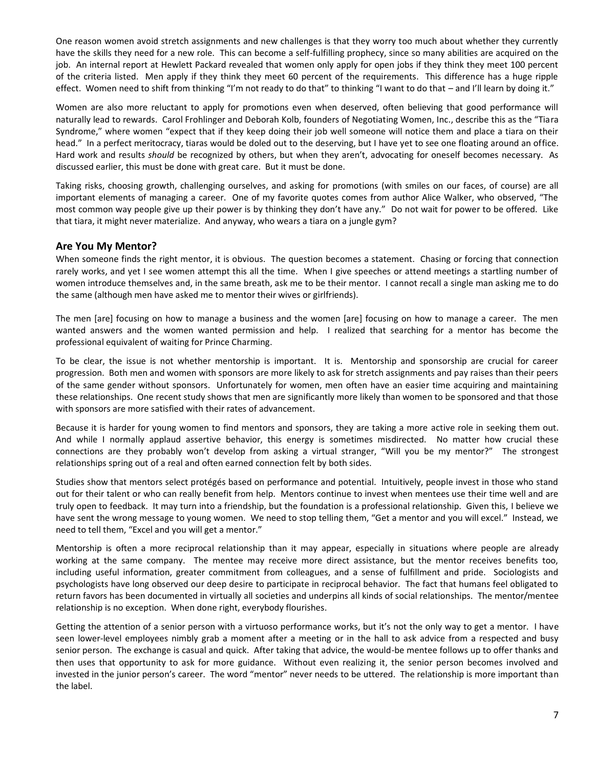One reason women avoid stretch assignments and new challenges is that they worry too much about whether they currently have the skills they need for a new role. This can become a self-fulfilling prophecy, since so many abilities are acquired on the job. An internal report at Hewlett Packard revealed that women only apply for open jobs if they think they meet 100 percent of the criteria listed. Men apply if they think they meet 60 percent of the requirements. This difference has a huge ripple effect. Women need to shift from thinking "I'm not ready to do that" to thinking "I want to do that – and I'll learn by doing it."

Women are also more reluctant to apply for promotions even when deserved, often believing that good performance will naturally lead to rewards. Carol Frohlinger and Deborah Kolb, founders of Negotiating Women, Inc., describe this as the "Tiara Syndrome," where women "expect that if they keep doing their job well someone will notice them and place a tiara on their head." In a perfect meritocracy, tiaras would be doled out to the deserving, but I have yet to see one floating around an office. Hard work and results *should* be recognized by others, but when they aren't, advocating for oneself becomes necessary. As discussed earlier, this must be done with great care. But it must be done.

Taking risks, choosing growth, challenging ourselves, and asking for promotions (with smiles on our faces, of course) are all important elements of managing a career. One of my favorite quotes comes from author Alice Walker, who observed, "The most common way people give up their power is by thinking they don't have any." Do not wait for power to be offered. Like that tiara, it might never materialize. And anyway, who wears a tiara on a jungle gym?

## Are You My Mentor?

When someone finds the right mentor, it is obvious. The question becomes a statement. Chasing or forcing that connection rarely works, and yet I see women attempt this all the time. When I give speeches or attend meetings a startling number of women introduce themselves and, in the same breath, ask me to be their mentor. I cannot recall a single man asking me to do the same (although men have asked me to mentor their wives or girlfriends).

The men [are] focusing on how to manage a business and the women [are] focusing on how to manage a career. The men wanted answers and the women wanted permission and help. I realized that searching for a mentor has become the professional equivalent of waiting for Prince Charming.

To be clear, the issue is not whether mentorship is important. It is. Mentorship and sponsorship are crucial for career progression. Both men and women with sponsors are more likely to ask for stretch assignments and pay raises than their peers of the same gender without sponsors. Unfortunately for women, men often have an easier time acquiring and maintaining these relationships. One recent study shows that men are significantly more likely than women to be sponsored and that those with sponsors are more satisfied with their rates of advancement.

Because it is harder for young women to find mentors and sponsors, they are taking a more active role in seeking them out. And while I normally applaud assertive behavior, this energy is sometimes misdirected. No matter how crucial these connections are they probably won't develop from asking a virtual stranger, "Will you be my mentor?" The strongest relationships spring out of a real and often earned connection felt by both sides.

Studies show that mentors select protégés based on performance and potential. Intuitively, people invest in those who stand out for their talent or who can really benefit from help. Mentors continue to invest when mentees use their time well and are truly open to feedback. It may turn into a friendship, but the foundation is a professional relationship. Given this, I believe we have sent the wrong message to young women. We need to stop telling them, "Get a mentor and you will excel." Instead, we need to tell them, "Excel and you will get a mentor."

Mentorship is often a more reciprocal relationship than it may appear, especially in situations where people are already working at the same company. The mentee may receive more direct assistance, but the mentor receives benefits too, including useful information, greater commitment from colleagues, and a sense of fulfillment and pride. Sociologists and psychologists have long observed our deep desire to participate in reciprocal behavior. The fact that humans feel obligated to return favors has been documented in virtually all societies and underpins all kinds of social relationships. The mentor/mentee relationship is no exception. When done right, everybody flourishes.

Getting the attention of a senior person with a virtuoso performance works, but it's not the only way to get a mentor. I have seen lower-level employees nimbly grab a moment after a meeting or in the hall to ask advice from a respected and busy senior person. The exchange is casual and quick. After taking that advice, the would-be mentee follows up to offer thanks and then uses that opportunity to ask for more guidance. Without even realizing it, the senior person becomes involved and invested in the junior person's career. The word "mentor" never needs to be uttered. The relationship is more important than the label.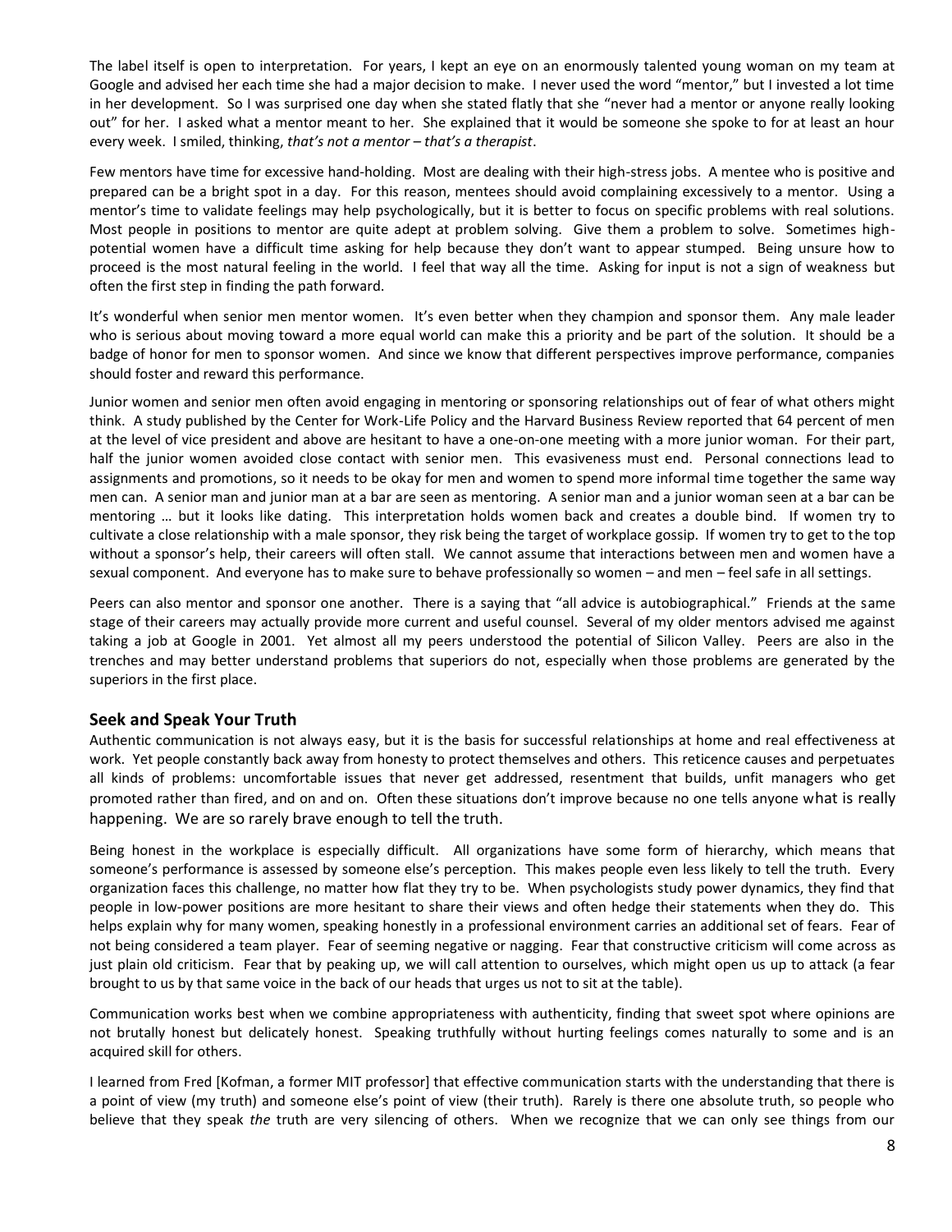The label itself is open to interpretation. For years, I kept an eye on an enormously talented young woman on my team at Google and advised her each time she had a major decision to make. I never used the word "mentor," but I invested a lot time in her development. So I was surprised one day when she stated flatly that she "never had a mentor or anyone really looking out" for her. I asked what a mentor meant to her. She explained that it would be someone she spoke to for at least an hour every week. I smiled, thinking, *that's not a mentor – that's a therapist*.

Few mentors have time for excessive hand-holding. Most are dealing with their high-stress jobs. A mentee who is positive and prepared can be a bright spot in a day. For this reason, mentees should avoid complaining excessively to a mentor. Using a mentor's time to validate feelings may help psychologically, but it is better to focus on specific problems with real solutions. Most people in positions to mentor are quite adept at problem solving. Give them a problem to solve. Sometimes high-potential women have a difficult time asking for help because they don't want to appear stumped. Being unsure how to proceed is the most natural feeling in the world. I feel that way all the time. Asking for input is not a sign of weakness but often the first step in finding the path forward.

It's wonderful when senior men mentor women. It's even better when they champion and sponsor them. Any male leader who is serious about moving toward a more equal world can make this a priority and be part of the solution. It should be a badge of honor for men to sponsor women. And since we know that different perspectives improve performance, companies should foster and reward this performance.

Junior women and senior men often avoid engaging in mentoring or sponsoring relationships out of fear of what others might think. A study published by the Center for Work-Life Policy and the Harvard Business Review reported that 64 percent of men at the level of vice president and above are hesitant to have a one-on-one meeting with a more junior woman. For their part, half the junior women avoided close contact with senior men. This evasiveness must end. Personal connections lead to assignments and promotions, so it needs to be okay for men and women to spend more informal time together the same way men can. A senior man and junior man at a bar are seen as mentoring. A senior man and a junior woman seen at a bar can be mentoring … but it looks like dating. This interpretation holds women back and creates a double bind. If women try to cultivate a close relationship with a male sponsor, they risk being the target of workplace gossip. If women try to get to the top without a sponsor's help, their careers will often stall. We cannot assume that interactions between men and women have a sexual component. And everyone has to make sure to behave professionally so women – and men – feel safe in all settings.

Peers can also mentor and sponsor one another. There is a saying that "all advice is autobiographical." Friends at the same stage of their careers may actually provide more current and useful counsel. Several of my older mentors advised me against taking a job at Google in 2001. Yet almost all my peers understood the potential of Silicon Valley. Peers are also in the trenches and may better understand problems that superiors do not, especially when those problems are generated by the superiors in the first place.

## Seek and Speak Your Truth

Authentic communication is not always easy, but it is the basis for successful relationships at home and real effectiveness at work. Yet people constantly back away from honesty to protect themselves and others. This reticence causes and perpetuates all kinds of problems: uncomfortable issues that never get addressed, resentment that builds, unfit managers who get promoted rather than fired, and on and on. Often these situations don't improve because no one tells anyone what is really happening. We are so rarely brave enough to tell the truth.

Being honest in the workplace is especially difficult. All organizations have some form of hierarchy, which means that someone's performance is assessed by someone else's perception. This makes people even less likely to tell the truth. Every organization faces this challenge, no matter how flat they try to be. When psychologists study power dynamics, they find that people in low-power positions are more hesitant to share their views and often hedge their statements when they do. This helps explain why for many women, speaking honestly in a professional environment carries an additional set of fears. Fear of not being considered a team player. Fear of seeming negative or nagging. Fear that constructive criticism will come across as just plain old criticism. Fear that by peaking up, we will call attention to ourselves, which might open us up to attack (a fear brought to us by that same voice in the back of our heads that urges us not to sit at the table).

Communication works best when we combine appropriateness with authenticity, finding that sweet spot where opinions are not brutally honest but delicately honest. Speaking truthfully without hurting feelings comes naturally to some and is an acquired skill for others.

I learned from Fred [Kofman, a former MIT professor] that effective communication starts with the understanding that there is a point of view (my truth) and someone else's point of view (their truth). Rarely is there one absolute truth, so people who believe that they speak *the* truth are very silencing of others. When we recognize that we can only see things from our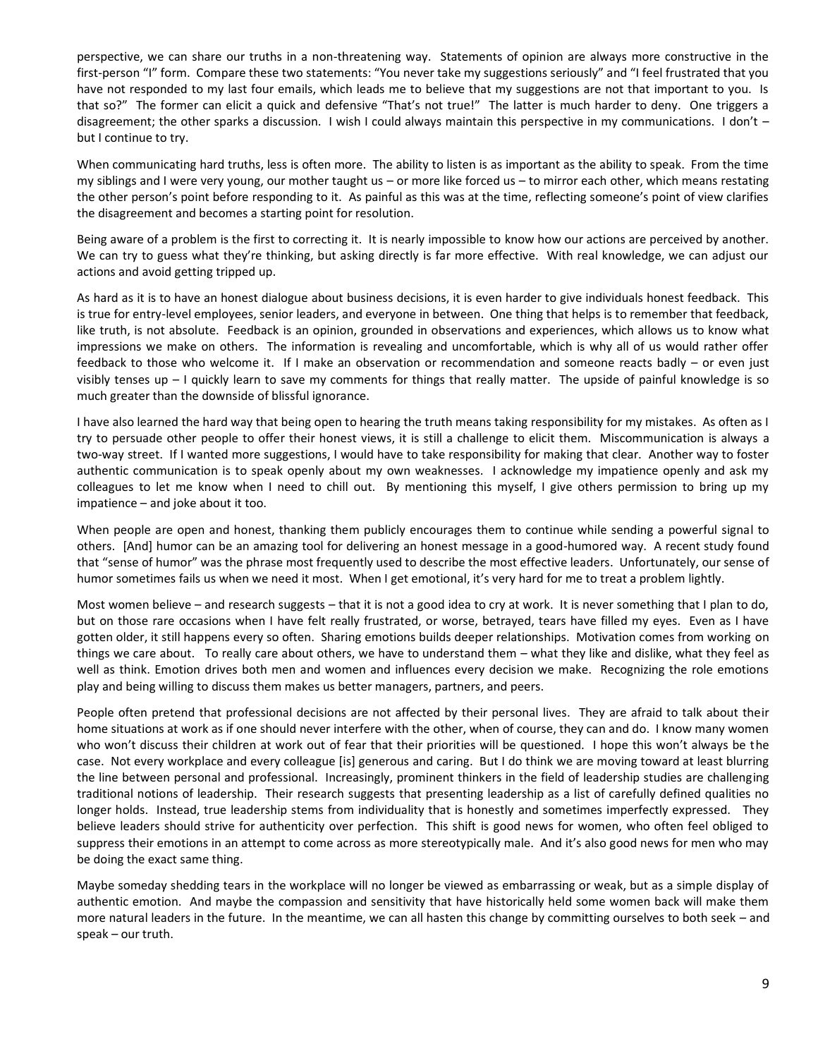perspective, we can share our truths in a non-threatening way. Statements of opinion are always more constructive in the first-person "I" form. Compare these two statements: "You never take my suggestions seriously" and "I feel frustrated that you have not responded to my last four emails, which leads me to believe that my suggestions are not that important to you. Is that so?" The former can elicit a quick and defensive "That's not true!" The latter is much harder to deny. One triggers a disagreement; the other sparks a discussion. I wish I could always maintain this perspective in my communications. I don't – but I continue to try.

When communicating hard truths, less is often more. The ability to listen is as important as the ability to speak. From the time my siblings and I were very young, our mother taught us – or more like forced us – to mirror each other, which means restating the other person's point before responding to it. As painful as this was at the time, reflecting someone's point of view clarifies the disagreement and becomes a starting point for resolution.

Being aware of a problem is the first to correcting it. It is nearly impossible to know how our actions are perceived by another. We can try to guess what they're thinking, but asking directly is far more effective. With real knowledge, we can adjust our actions and avoid getting tripped up.

As hard as it is to have an honest dialogue about business decisions, it is even harder to give individuals honest feedback. This is true for entry-level employees, senior leaders, and everyone in between. One thing that helps is to remember that feedback, like truth, is not absolute. Feedback is an opinion, grounded in observations and experiences, which allows us to know what impressions we make on others. The information is revealing and uncomfortable, which is why all of us would rather offer feedback to those who welcome it. If I make an observation or recommendation and someone reacts badly – or even just visibly tenses up – I quickly learn to save my comments for things that really matter. The upside of painful knowledge is so much greater than the downside of blissful ignorance.

I have also learned the hard way that being open to hearing the truth means taking responsibility for my mistakes. As often as I try to persuade other people to offer their honest views, it is still a challenge to elicit them. Miscommunication is always a two-way street. If I wanted more suggestions, I would have to take responsibility for making that clear. Another way to foster authentic communication is to speak openly about my own weaknesses. I acknowledge my impatience openly and ask my colleagues to let me know when I need to chill out. By mentioning this myself, I give others permission to bring up my impatience – and joke about it too.

When people are open and honest, thanking them publicly encourages them to continue while sending a powerful signal to others. [And] humor can be an amazing tool for delivering an honest message in a good-humored way. A recent study found that "sense of humor" was the phrase most frequently used to describe the most effective leaders. Unfortunately, our sense of humor sometimes fails us when we need it most. When I get emotional, it's very hard for me to treat a problem lightly.

Most women believe – and research suggests – that it is not a good idea to cry at work. It is never something that I plan to do, but on those rare occasions when I have felt really frustrated, or worse, betrayed, tears have filled my eyes. Even as I have gotten older, it still happens every so often. Sharing emotions builds deeper relationships. Motivation comes from working on things we care about. To really care about others, we have to understand them – what they like and dislike, what they feel as well as think. Emotion drives both men and women and influences every decision we make. Recognizing the role emotions play and being willing to discuss them makes us better managers, partners, and peers.

People often pretend that professional decisions are not affected by their personal lives. They are afraid to talk about their home situations at work as if one should never interfere with the other, when of course, they can and do. I know many women who won't discuss their children at work out of fear that their priorities will be questioned. I hope this won't always be the case. Not every workplace and every colleague [is] generous and caring. But I do think we are moving toward at least blurring the line between personal and professional. Increasingly, prominent thinkers in the field of leadership studies are challenging traditional notions of leadership. Their research suggests that presenting leadership as a list of carefully defined qualities no longer holds. Instead, true leadership stems from individuality that is honestly and sometimes imperfectly expressed. They believe leaders should strive for authenticity over perfection. This shift is good news for women, who often feel obliged to suppress their emotions in an attempt to come across as more stereotypically male. And it's also good news for men who may be doing the exact same thing.

Maybe someday shedding tears in the workplace will no longer be viewed as embarrassing or weak, but as a simple display of authentic emotion. And maybe the compassion and sensitivity that have historically held some women back will make them more natural leaders in the future. In the meantime, we can all hasten this change by committing ourselves to both seek – and speak – our truth.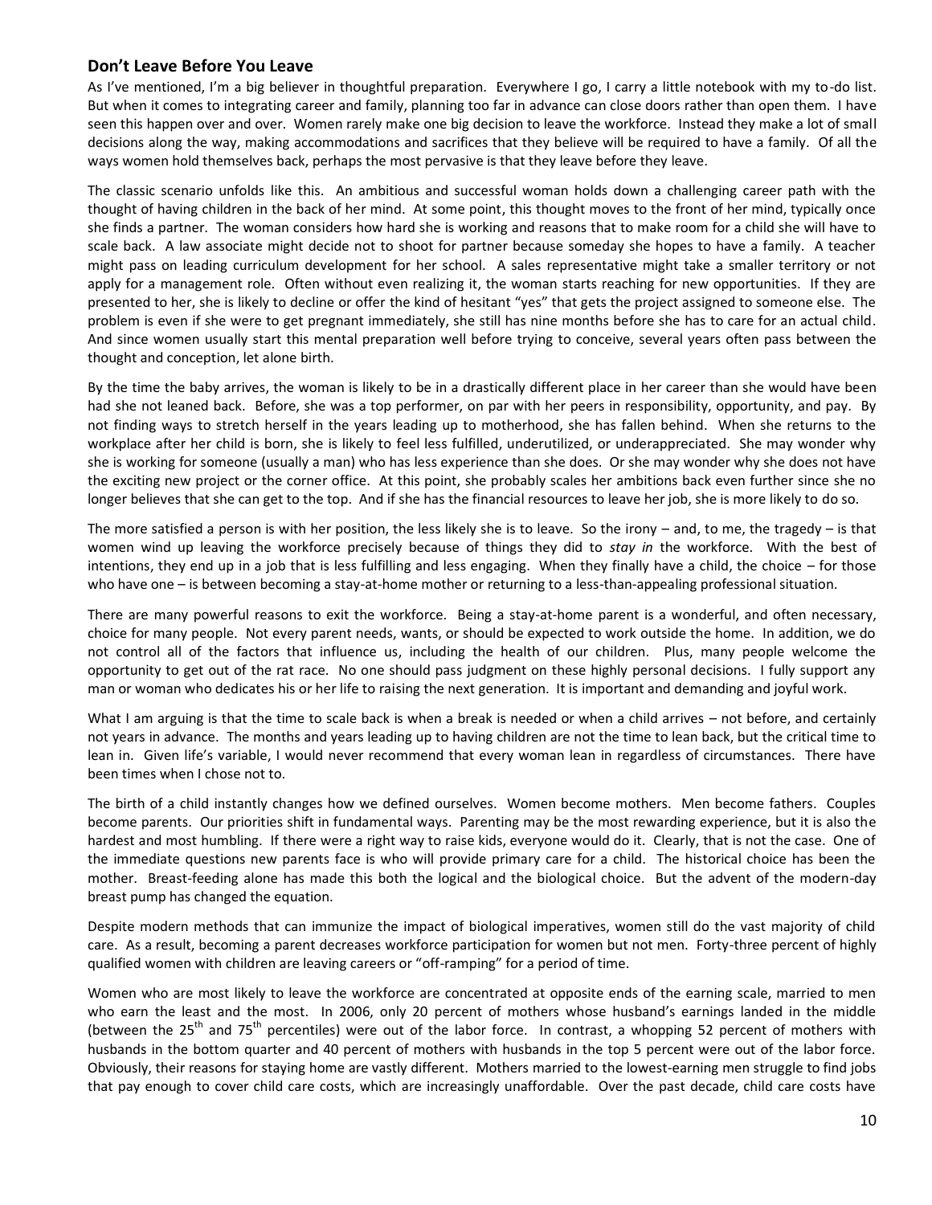## Don't Leave Before You Leave

As I've mentioned, I'm a big believer in thoughtful preparation. Everywhere I go, I carry a little notebook with my to-do list. But when it comes to integrating career and family, planning too far in advance can close doors rather than open them. I have seen this happen over and over. Women rarely make one big decision to leave the workforce. Instead they make a lot of small decisions along the way, making accommodations and sacrifices that they believe will be required to have a family. Of all the ways women hold themselves back, perhaps the most pervasive is that they leave before they leave.

The classic scenario unfolds like this. An ambitious and successful woman holds down a challenging career path with the thought of having children in the back of her mind. At some point, this thought moves to the front of her mind, typically once she finds a partner. The woman considers how hard she is working and reasons that to make room for a child she will have to scale back. A law associate might decide not to shoot for partner because someday she hopes to have a family. A teacher might pass on leading curriculum development for her school. A sales representative might take a smaller territory or not apply for a management role. Often without even realizing it, the woman starts reaching for new opportunities. If they are presented to her, she is likely to decline or offer the kind of hesitant "yes" that gets the project assigned to someone else. The problem is even if she were to get pregnant immediately, she still has nine months before she has to care for an actual child. And since women usually start this mental preparation well before trying to conceive, several years often pass between the thought and conception, let alone birth.

By the time the baby arrives, the woman is likely to be in a drastically different place in her career than she would have been had she not leaned back. Before, she was a top performer, on par with her peers in responsibility, opportunity, and pay. By not finding ways to stretch herself in the years leading up to motherhood, she has fallen behind. When she returns to the workplace after her child is born, she is likely to feel less fulfilled, underutilized, or underappreciated. She may wonder why she is working for someone (usually a man) who has less experience than she does. Or she may wonder why she does not have the exciting new project or the corner office. At this point, she probably scales her ambitions back even further since she no longer believes that she can get to the top. And if she has the financial resources to leave her job, she is more likely to do so.

The more satisfied a person is with her position, the less likely she is to leave. So the irony – and, to me, the tragedy – is that women wind up leaving the workforce precisely because of things they did to *stay in* the workforce. With the best of intentions, they end up in a job that is less fulfilling and less engaging. When they finally have a child, the choice – for those who have one – is between becoming a stay-at-home mother or returning to a less-than-appealing professional situation.

There are many powerful reasons to exit the workforce. Being a stay-at-home parent is a wonderful, and often necessary, choice for many people. Not every parent needs, wants, or should be expected to work outside the home. In addition, we do not control all of the factors that influence us, including the health of our children. Plus, many people welcome the opportunity to get out of the rat race. No one should pass judgment on these highly personal decisions. I fully support any man or woman who dedicates his or her life to raising the next generation. It is important and demanding and joyful work.

What I am arguing is that the time to scale back is when a break is needed or when a child arrives – not before, and certainly not years in advance. The months and years leading up to having children are not the time to lean back, but the critical time to lean in. Given life's variable, I would never recommend that every woman lean in regardless of circumstances. There have been times when I chose not to.

The birth of a child instantly changes how we defined ourselves. Women become mothers. Men become fathers. Couples become parents. Our priorities shift in fundamental ways. Parenting may be the most rewarding experience, but it is also the hardest and most humbling. If there were a right way to raise kids, everyone would do it. Clearly, that is not the case. One of the immediate questions new parents face is who will provide primary care for a child. The historical choice has been the mother. Breast-feeding alone has made this both the logical and the biological choice. But the advent of the modern-day breast pump has changed the equation.

Despite modern methods that can immunize the impact of biological imperatives, women still do the vast majority of child care. As a result, becoming a parent decreases workforce participation for women but not men. Forty-three percent of highly qualified women with children are leaving careers or "off-ramping" for a period of time.

Women who are most likely to leave the workforce are concentrated at opposite ends of the earning scale, married to men who earn the least and the most. In 2006, only 20 percent of mothers whose husband's earnings landed in the middle (between the 25th and 75th percentiles) were out of the labor force. In contrast, a whopping 52 percent of mothers with husbands in the bottom quarter and 40 percent of mothers with husbands in the top 5 percent were out of the labor force. Obviously, their reasons for staying home are vastly different. Mothers married to the lowest-earning men struggle to find jobs that pay enough to cover child care costs, which are increasingly unaffordable. Over the past decade, child care costs have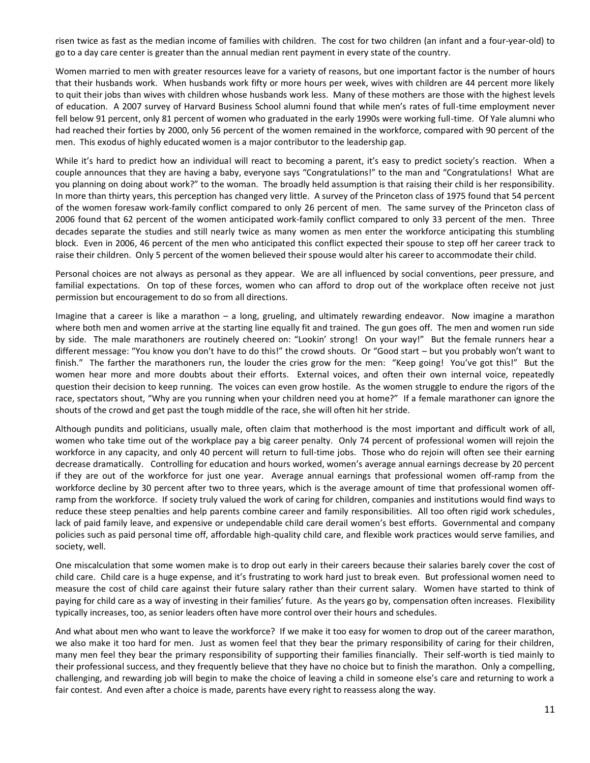risen twice as fast as the median income of families with children. The cost for two children (an infant and a four-year-old) to go to a day care center is greater than the annual median rent payment in every state of the country.

Women married to men with greater resources leave for a variety of reasons, but one important factor is the number of hours that their husbands work. When husbands work fifty or more hours per week, wives with children are 44 percent more likely to quit their jobs than wives with children whose husbands work less. Many of these mothers are those with the highest levels of education. A 2007 survey of Harvard Business School alumni found that while men's rates of full-time employment never fell below 91 percent, only 81 percent of women who graduated in the early 1990s were working full-time. Of Yale alumni who had reached their forties by 2000, only 56 percent of the women remained in the workforce, compared with 90 percent of the men. This exodus of highly educated women is a major contributor to the leadership gap.

While it's hard to predict how an individual will react to becoming a parent, it's easy to predict society's reaction. When a couple announces that they are having a baby, everyone says "Congratulations!" to the man and "Congratulations! What are you planning on doing about work?" to the woman. The broadly held assumption is that raising their child is her responsibility. In more than thirty years, this perception has changed very little. A survey of the Princeton class of 1975 found that 54 percent of the women foresaw work-family conflict compared to only 26 percent of men. The same survey of the Princeton class of 2006 found that 62 percent of the women anticipated work-family conflict compared to only 33 percent of the men. Three decades separate the studies and still nearly twice as many women as men enter the workforce anticipating this stumbling block. Even in 2006, 46 percent of the men who anticipated this conflict expected their spouse to step off her career track to raise their children. Only 5 percent of the women believed their spouse would alter his career to accommodate their child.

Personal choices are not always as personal as they appear. We are all influenced by social conventions, peer pressure, and familial expectations. On top of these forces, women who can afford to drop out of the workplace often receive not just permission but encouragement to do so from all directions.

Imagine that a career is like a marathon – a long, grueling, and ultimately rewarding endeavor. Now imagine a marathon where both men and women arrive at the starting line equally fit and trained. The gun goes off. The men and women run side by side. The male marathoners are routinely cheered on: "Lookin' strong! On your way!" But the female runners hear a different message: "You know you don't have to do this!" the crowd shouts. Or "Good start – but you probably won't want to finish." The farther the marathoners run, the louder the cries grow for the men: "Keep going! You've got this!" But the women hear more and more doubts about their efforts. External voices, and often their own internal voice, repeatedly question their decision to keep running. The voices can even grow hostile. As the women struggle to endure the rigors of the race, spectators shout, "Why are you running when your children need you at home?" If a female marathoner can ignore the shouts of the crowd and get past the tough middle of the race, she will often hit her stride.

Although pundits and politicians, usually male, often claim that motherhood is the most important and difficult work of all, women who take time out of the workplace pay a big career penalty. Only 74 percent of professional women will rejoin the workforce in any capacity, and only 40 percent will return to full-time jobs. Those who do rejoin will often see their earning decrease dramatically. Controlling for education and hours worked, women's average annual earnings decrease by 20 percent if they are out of the workforce for just one year. Average annual earnings that professional women off-ramp from the workforce decline by 30 percent after two to three years, which is the average amount of time that professional women off-ramp from the workforce. If society truly valued the work of caring for children, companies and institutions would find ways to reduce these steep penalties and help parents combine career and family responsibilities. All too often rigid work schedules, lack of paid family leave, and expensive or undependable child care derail women's best efforts. Governmental and company policies such as paid personal time off, affordable high-quality child care, and flexible work practices would serve families, and society, well.

One miscalculation that some women make is to drop out early in their careers because their salaries barely cover the cost of child care. Child care is a huge expense, and it's frustrating to work hard just to break even. But professional women need to measure the cost of child care against their future salary rather than their current salary. Women have started to think of paying for child care as a way of investing in their families' future. As the years go by, compensation often increases. Flexibility typically increases, too, as senior leaders often have more control over their hours and schedules.

And what about men who want to leave the workforce? If we make it too easy for women to drop out of the career marathon, we also make it too hard for men. Just as women feel that they bear the primary responsibility of caring for their children, many men feel they bear the primary responsibility of supporting their families financially. Their self-worth is tied mainly to their professional success, and they frequently believe that they have no choice but to finish the marathon. Only a compelling, challenging, and rewarding job will begin to make the choice of leaving a child in someone else's care and returning to work a fair contest. And even after a choice is made, parents have every right to reassess along the way.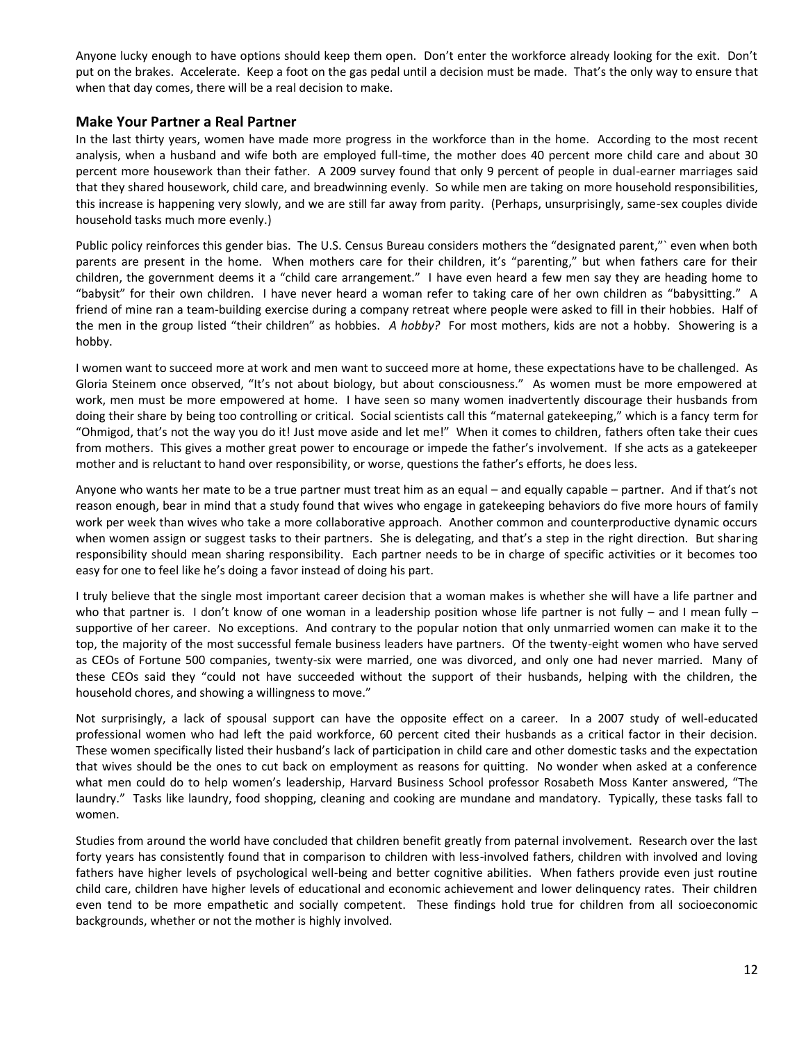Anyone lucky enough to have options should keep them open. Don't enter the workforce already looking for the exit. Don't put on the brakes. Accelerate. Keep a foot on the gas pedal until a decision must be made. That's the only way to ensure that when that day comes, there will be a real decision to make.

## Make Your Partner a Real Partner

In the last thirty years, women have made more progress in the workforce than in the home. According to the most recent analysis, when a husband and wife both are employed full-time, the mother does 40 percent more child care and about 30 percent more housework than their father. A 2009 survey found that only 9 percent of people in dual-earner marriages said that they shared housework, child care, and breadwinning evenly. So while men are taking on more household responsibilities, this increase is happening very slowly, and we are still far away from parity. (Perhaps, unsurprisingly, same-sex couples divide household tasks much more evenly.)

Public policy reinforces this gender bias. The U.S. Census Bureau considers mothers the "designated parent,"` even when both parents are present in the home. When mothers care for their children, it's "parenting," but when fathers care for their children, the government deems it a "child care arrangement." I have even heard a few men say they are heading home to "babysit" for their own children. I have never heard a woman refer to taking care of her own children as "babysitting." A friend of mine ran a team-building exercise during a company retreat where people were asked to fill in their hobbies. Half of the men in the group listed "their children" as hobbies. *A hobby?* For most mothers, kids are not a hobby. Showering is a hobby.

I women want to succeed more at work and men want to succeed more at home, these expectations have to be challenged. As Gloria Steinem once observed, "It's not about biology, but about consciousness." As women must be more empowered at work, men must be more empowered at home. I have seen so many women inadvertently discourage their husbands from doing their share by being too controlling or critical. Social scientists call this "maternal gatekeeping," which is a fancy term for "Ohmigod, that's not the way you do it! Just move aside and let me!" When it comes to children, fathers often take their cues from mothers. This gives a mother great power to encourage or impede the father's involvement. If she acts as a gatekeeper mother and is reluctant to hand over responsibility, or worse, questions the father's efforts, he does less.

Anyone who wants her mate to be a true partner must treat him as an equal – and equally capable – partner. And if that's not reason enough, bear in mind that a study found that wives who engage in gatekeeping behaviors do five more hours of family work per week than wives who take a more collaborative approach. Another common and counterproductive dynamic occurs when women assign or suggest tasks to their partners. She is delegating, and that's a step in the right direction. But sharing responsibility should mean sharing responsibility. Each partner needs to be in charge of specific activities or it becomes too easy for one to feel like he's doing a favor instead of doing his part.

I truly believe that the single most important career decision that a woman makes is whether she will have a life partner and who that partner is. I don't know of one woman in a leadership position whose life partner is not fully – and I mean fully – supportive of her career. No exceptions. And contrary to the popular notion that only unmarried women can make it to the top, the majority of the most successful female business leaders have partners. Of the twenty-eight women who have served as CEOs of Fortune 500 companies, twenty-six were married, one was divorced, and only one had never married. Many of these CEOs said they "could not have succeeded without the support of their husbands, helping with the children, the household chores, and showing a willingness to move."

Not surprisingly, a lack of spousal support can have the opposite effect on a career. In a 2007 study of well-educated professional women who had left the paid workforce, 60 percent cited their husbands as a critical factor in their decision. These women specifically listed their husband's lack of participation in child care and other domestic tasks and the expectation that wives should be the ones to cut back on employment as reasons for quitting. No wonder when asked at a conference what men could do to help women's leadership, Harvard Business School professor Rosabeth Moss Kanter answered, "The laundry." Tasks like laundry, food shopping, cleaning and cooking are mundane and mandatory. Typically, these tasks fall to women.

Studies from around the world have concluded that children benefit greatly from paternal involvement. Research over the last forty years has consistently found that in comparison to children with less-involved fathers, children with involved and loving fathers have higher levels of psychological well-being and better cognitive abilities. When fathers provide even just routine child care, children have higher levels of educational and economic achievement and lower delinquency rates. Their children even tend to be more empathetic and socially competent. These findings hold true for children from all socioeconomic backgrounds, whether or not the mother is highly involved.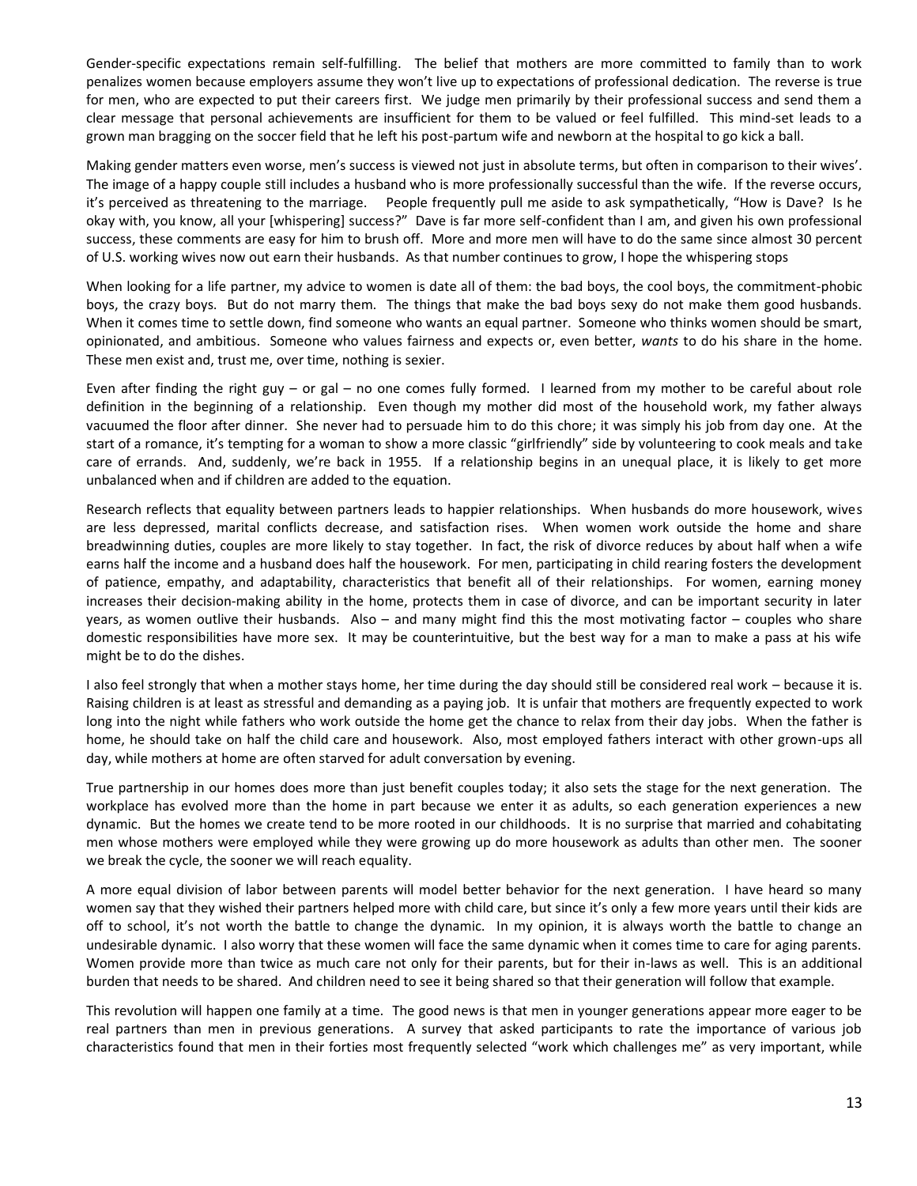Gender-specific expectations remain self-fulfilling. The belief that mothers are more committed to family than to work penalizes women because employers assume they won't live up to expectations of professional dedication. The reverse is true for men, who are expected to put their careers first. We judge men primarily by their professional success and send them a clear message that personal achievements are insufficient for them to be valued or feel fulfilled. This mind-set leads to a grown man bragging on the soccer field that he left his post-partum wife and newborn at the hospital to go kick a ball.

Making gender matters even worse, men's success is viewed not just in absolute terms, but often in comparison to their wives'. The image of a happy couple still includes a husband who is more professionally successful than the wife. If the reverse occurs, it's perceived as threatening to the marriage. People frequently pull me aside to ask sympathetically, "How is Dave? Is he okay with, you know, all your [whispering] success?" Dave is far more self-confident than I am, and given his own professional success, these comments are easy for him to brush off. More and more men will have to do the same since almost 30 percent of U.S. working wives now out earn their husbands. As that number continues to grow, I hope the whispering stops

When looking for a life partner, my advice to women is date all of them: the bad boys, the cool boys, the commitment-phobic boys, the crazy boys. But do not marry them. The things that make the bad boys sexy do not make them good husbands. When it comes time to settle down, find someone who wants an equal partner. Someone who thinks women should be smart, opinionated, and ambitious. Someone who values fairness and expects or, even better, *wants* to do his share in the home. These men exist and, trust me, over time, nothing is sexier.

Even after finding the right guy – or gal – no one comes fully formed. I learned from my mother to be careful about role definition in the beginning of a relationship. Even though my mother did most of the household work, my father always vacuumed the floor after dinner. She never had to persuade him to do this chore; it was simply his job from day one. At the start of a romance, it's tempting for a woman to show a more classic "girlfriendly" side by volunteering to cook meals and take care of errands. And, suddenly, we're back in 1955. If a relationship begins in an unequal place, it is likely to get more unbalanced when and if children are added to the equation.

Research reflects that equality between partners leads to happier relationships. When husbands do more housework, wives are less depressed, marital conflicts decrease, and satisfaction rises. When women work outside the home and share breadwinning duties, couples are more likely to stay together. In fact, the risk of divorce reduces by about half when a wife earns half the income and a husband does half the housework. For men, participating in child rearing fosters the development of patience, empathy, and adaptability, characteristics that benefit all of their relationships. For women, earning money increases their decision-making ability in the home, protects them in case of divorce, and can be important security in later years, as women outlive their husbands. Also – and many might find this the most motivating factor – couples who share domestic responsibilities have more sex. It may be counterintuitive, but the best way for a man to make a pass at his wife might be to do the dishes.

I also feel strongly that when a mother stays home, her time during the day should still be considered real work – because it is. Raising children is at least as stressful and demanding as a paying job. It is unfair that mothers are frequently expected to work long into the night while fathers who work outside the home get the chance to relax from their day jobs. When the father is home, he should take on half the child care and housework. Also, most employed fathers interact with other grown-ups all day, while mothers at home are often starved for adult conversation by evening.

True partnership in our homes does more than just benefit couples today; it also sets the stage for the next generation. The workplace has evolved more than the home in part because we enter it as adults, so each generation experiences a new dynamic. But the homes we create tend to be more rooted in our childhoods. It is no surprise that married and cohabitating men whose mothers were employed while they were growing up do more housework as adults than other men. The sooner we break the cycle, the sooner we will reach equality.

A more equal division of labor between parents will model better behavior for the next generation. I have heard so many women say that they wished their partners helped more with child care, but since it's only a few more years until their kids are off to school, it's not worth the battle to change the dynamic. In my opinion, it is always worth the battle to change an undesirable dynamic. I also worry that these women will face the same dynamic when it comes time to care for aging parents. Women provide more than twice as much care not only for their parents, but for their in-laws as well. This is an additional burden that needs to be shared. And children need to see it being shared so that their generation will follow that example.

This revolution will happen one family at a time. The good news is that men in younger generations appear more eager to be real partners than men in previous generations. A survey that asked participants to rate the importance of various job characteristics found that men in their forties most frequently selected "work which challenges me" as very important, while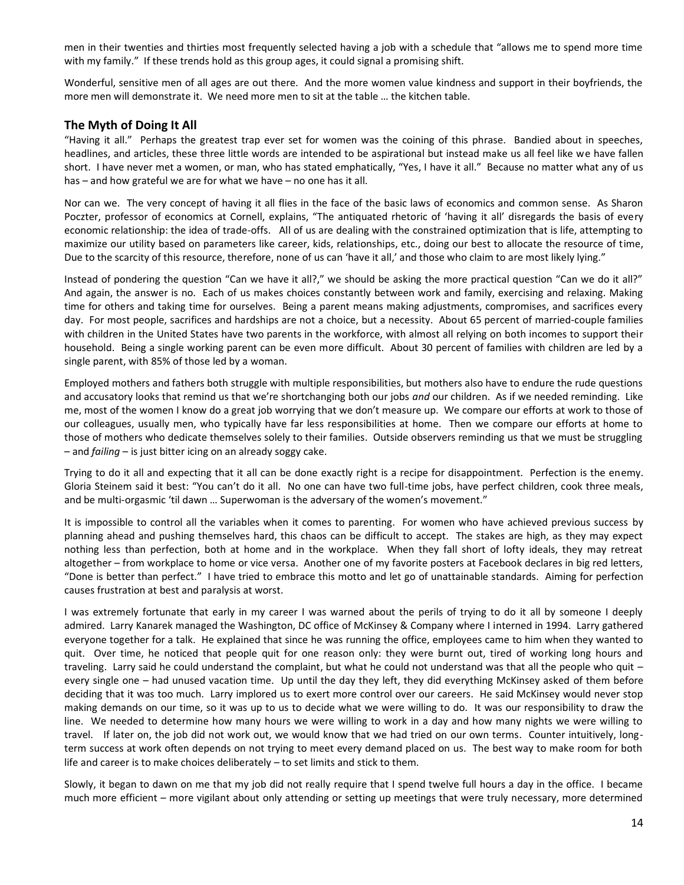men in their twenties and thirties most frequently selected having a job with a schedule that "allows me to spend more time with my family." If these trends hold as this group ages, it could signal a promising shift.

Wonderful, sensitive men of all ages are out there. And the more women value kindness and support in their boyfriends, the more men will demonstrate it. We need more men to sit at the table … the kitchen table.

## The Myth of Doing It All

"Having it all." Perhaps the greatest trap ever set for women was the coining of this phrase. Bandied about in speeches, headlines, and articles, these three little words are intended to be aspirational but instead make us all feel like we have fallen short. I have never met a women, or man, who has stated emphatically, "Yes, I have it all." Because no matter what any of us has – and how grateful we are for what we have – no one has it all.

Nor can we. The very concept of having it all flies in the face of the basic laws of economics and common sense. As Sharon Poczter, professor of economics at Cornell, explains, "The antiquated rhetoric of 'having it all' disregards the basis of every economic relationship: the idea of trade-offs. All of us are dealing with the constrained optimization that is life, attempting to maximize our utility based on parameters like career, kids, relationships, etc., doing our best to allocate the resource of time, Due to the scarcity of this resource, therefore, none of us can 'have it all,' and those who claim to are most likely lying."

Instead of pondering the question "Can we have it all?," we should be asking the more practical question "Can we do it all?" And again, the answer is no. Each of us makes choices constantly between work and family, exercising and relaxing. Making time for others and taking time for ourselves. Being a parent means making adjustments, compromises, and sacrifices every day. For most people, sacrifices and hardships are not a choice, but a necessity. About 65 percent of married-couple families with children in the United States have two parents in the workforce, with almost all relying on both incomes to support their household. Being a single working parent can be even more difficult. About 30 percent of families with children are led by a single parent, with 85% of those led by a woman.

Employed mothers and fathers both struggle with multiple responsibilities, but mothers also have to endure the rude questions and accusatory looks that remind us that we're shortchanging both our jobs *and* our children. As if we needed reminding. Like me, most of the women I know do a great job worrying that we don't measure up. We compare our efforts at work to those of our colleagues, usually men, who typically have far less responsibilities at home. Then we compare our efforts at home to those of mothers who dedicate themselves solely to their families. Outside observers reminding us that we must be struggling – and *failing* – is just bitter icing on an already soggy cake.

Trying to do it all and expecting that it all can be done exactly right is a recipe for disappointment. Perfection is the enemy. Gloria Steinem said it best: "You can't do it all. No one can have two full-time jobs, have perfect children, cook three meals, and be multi-orgasmic 'til dawn … Superwoman is the adversary of the women's movement."

It is impossible to control all the variables when it comes to parenting. For women who have achieved previous success by planning ahead and pushing themselves hard, this chaos can be difficult to accept. The stakes are high, as they may expect nothing less than perfection, both at home and in the workplace. When they fall short of lofty ideals, they may retreat altogether – from workplace to home or vice versa. Another one of my favorite posters at Facebook declares in big red letters, "Done is better than perfect." I have tried to embrace this motto and let go of unattainable standards. Aiming for perfection causes frustration at best and paralysis at worst.

I was extremely fortunate that early in my career I was warned about the perils of trying to do it all by someone I deeply admired. Larry Kanarek managed the Washington, DC office of McKinsey & Company where I interned in 1994. Larry gathered everyone together for a talk. He explained that since he was running the office, employees came to him when they wanted to quit. Over time, he noticed that people quit for one reason only: they were burnt out, tired of working long hours and traveling. Larry said he could understand the complaint, but what he could not understand was that all the people who quit – every single one – had unused vacation time. Up until the day they left, they did everything McKinsey asked of them before deciding that it was too much. Larry implored us to exert more control over our careers. He said McKinsey would never stop making demands on our time, so it was up to us to decide what we were willing to do. It was our responsibility to draw the line. We needed to determine how many hours we were willing to work in a day and how many nights we were willing to travel. If later on, the job did not work out, we would know that we had tried on our own terms. Counter intuitively, long-term success at work often depends on not trying to meet every demand placed on us. The best way to make room for both life and career is to make choices deliberately – to set limits and stick to them.

Slowly, it began to dawn on me that my job did not really require that I spend twelve full hours a day in the office. I became much more efficient – more vigilant about only attending or setting up meetings that were truly necessary, more determined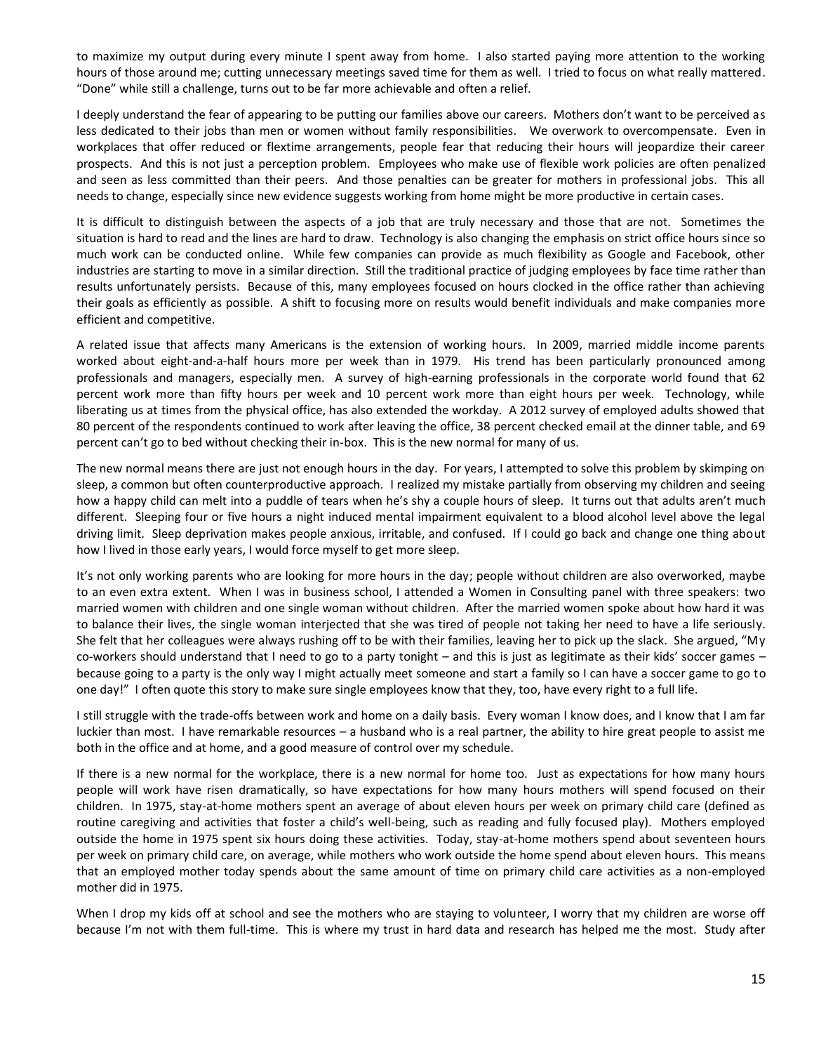to maximize my output during every minute I spent away from home. I also started paying more attention to the working hours of those around me; cutting unnecessary meetings saved time for them as well. I tried to focus on what really mattered. "Done" while still a challenge, turns out to be far more achievable and often a relief.

I deeply understand the fear of appearing to be putting our families above our careers. Mothers don't want to be perceived as less dedicated to their jobs than men or women without family responsibilities. We overwork to overcompensate. Even in workplaces that offer reduced or flextime arrangements, people fear that reducing their hours will jeopardize their career prospects. And this is not just a perception problem. Employees who make use of flexible work policies are often penalized and seen as less committed than their peers. And those penalties can be greater for mothers in professional jobs. This all needs to change, especially since new evidence suggests working from home might be more productive in certain cases.

It is difficult to distinguish between the aspects of a job that are truly necessary and those that are not. Sometimes the situation is hard to read and the lines are hard to draw. Technology is also changing the emphasis on strict office hours since so much work can be conducted online. While few companies can provide as much flexibility as Google and Facebook, other industries are starting to move in a similar direction. Still the traditional practice of judging employees by face time rather than results unfortunately persists. Because of this, many employees focused on hours clocked in the office rather than achieving their goals as efficiently as possible. A shift to focusing more on results would benefit individuals and make companies more efficient and competitive.

A related issue that affects many Americans is the extension of working hours. In 2009, married middle income parents worked about eight-and-a-half hours more per week than in 1979. His trend has been particularly pronounced among professionals and managers, especially men. A survey of high-earning professionals in the corporate world found that 62 percent work more than fifty hours per week and 10 percent work more than eight hours per week. Technology, while liberating us at times from the physical office, has also extended the workday. A 2012 survey of employed adults showed that 80 percent of the respondents continued to work after leaving the office, 38 percent checked email at the dinner table, and 69 percent can't go to bed without checking their in-box. This is the new normal for many of us.

The new normal means there are just not enough hours in the day. For years, I attempted to solve this problem by skimping on sleep, a common but often counterproductive approach. I realized my mistake partially from observing my children and seeing how a happy child can melt into a puddle of tears when he's shy a couple hours of sleep. It turns out that adults aren't much different. Sleeping four or five hours a night induced mental impairment equivalent to a blood alcohol level above the legal driving limit. Sleep deprivation makes people anxious, irritable, and confused. If I could go back and change one thing about how I lived in those early years, I would force myself to get more sleep.

It's not only working parents who are looking for more hours in the day; people without children are also overworked, maybe to an even extra extent. When I was in business school, I attended a Women in Consulting panel with three speakers: two married women with children and one single woman without children. After the married women spoke about how hard it was to balance their lives, the single woman interjected that she was tired of people not taking her need to have a life seriously. She felt that her colleagues were always rushing off to be with their families, leaving her to pick up the slack. She argued, "My co-workers should understand that I need to go to a party tonight – and this is just as legitimate as their kids' soccer games – because going to a party is the only way I might actually meet someone and start a family so I can have a soccer game to go to one day!" I often quote this story to make sure single employees know that they, too, have every right to a full life.

I still struggle with the trade-offs between work and home on a daily basis. Every woman I know does, and I know that I am far luckier than most. I have remarkable resources – a husband who is a real partner, the ability to hire great people to assist me both in the office and at home, and a good measure of control over my schedule.

If there is a new normal for the workplace, there is a new normal for home too. Just as expectations for how many hours people will work have risen dramatically, so have expectations for how many hours mothers will spend focused on their children. In 1975, stay-at-home mothers spent an average of about eleven hours per week on primary child care (defined as routine caregiving and activities that foster a child's well-being, such as reading and fully focused play). Mothers employed outside the home in 1975 spent six hours doing these activities. Today, stay-at-home mothers spend about seventeen hours per week on primary child care, on average, while mothers who work outside the home spend about eleven hours. This means that an employed mother today spends about the same amount of time on primary child care activities as a non-employed mother did in 1975.

When I drop my kids off at school and see the mothers who are staying to volunteer, I worry that my children are worse off because I'm not with them full-time. This is where my trust in hard data and research has helped me the most. Study after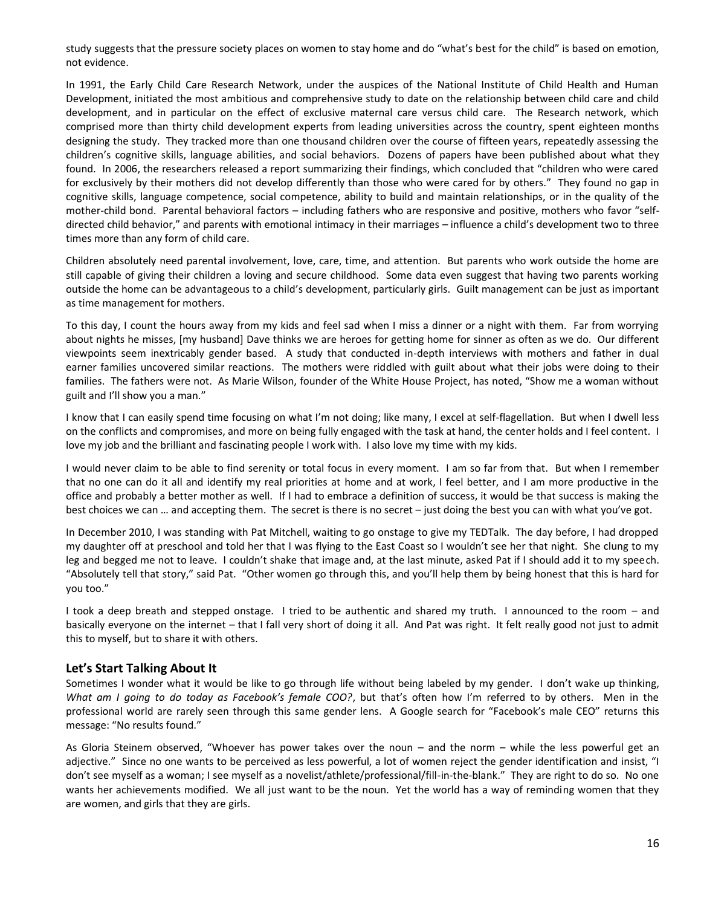study suggests that the pressure society places on women to stay home and do "what's best for the child" is based on emotion, not evidence.

In 1991, the Early Child Care Research Network, under the auspices of the National Institute of Child Health and Human Development, initiated the most ambitious and comprehensive study to date on the relationship between child care and child development, and in particular on the effect of exclusive maternal care versus child care. The Research network, which comprised more than thirty child development experts from leading universities across the country, spent eighteen months designing the study. They tracked more than one thousand children over the course of fifteen years, repeatedly assessing the children's cognitive skills, language abilities, and social behaviors. Dozens of papers have been published about what they found. In 2006, the researchers released a report summarizing their findings, which concluded that "children who were cared for exclusively by their mothers did not develop differently than those who were cared for by others." They found no gap in cognitive skills, language competence, social competence, ability to build and maintain relationships, or in the quality of the mother-child bond. Parental behavioral factors – including fathers who are responsive and positive, mothers who favor "self-directed child behavior," and parents with emotional intimacy in their marriages – influence a child's development two to three times more than any form of child care.

Children absolutely need parental involvement, love, care, time, and attention. But parents who work outside the home are still capable of giving their children a loving and secure childhood. Some data even suggest that having two parents working outside the home can be advantageous to a child's development, particularly girls. Guilt management can be just as important as time management for mothers.

To this day, I count the hours away from my kids and feel sad when I miss a dinner or a night with them. Far from worrying about nights he misses, [my husband] Dave thinks we are heroes for getting home for sinner as often as we do. Our different viewpoints seem inextricably gender based. A study that conducted in-depth interviews with mothers and father in dual earner families uncovered similar reactions. The mothers were riddled with guilt about what their jobs were doing to their families. The fathers were not. As Marie Wilson, founder of the White House Project, has noted, "Show me a woman without guilt and I'll show you a man."

I know that I can easily spend time focusing on what I'm not doing; like many, I excel at self-flagellation. But when I dwell less on the conflicts and compromises, and more on being fully engaged with the task at hand, the center holds and I feel content. I love my job and the brilliant and fascinating people I work with. I also love my time with my kids.

I would never claim to be able to find serenity or total focus in every moment. I am so far from that. But when I remember that no one can do it all and identify my real priorities at home and at work, I feel better, and I am more productive in the office and probably a better mother as well. If I had to embrace a definition of success, it would be that success is making the best choices we can … and accepting them. The secret is there is no secret – just doing the best you can with what you've got.

In December 2010, I was standing with Pat Mitchell, waiting to go onstage to give my TEDTalk. The day before, I had dropped my daughter off at preschool and told her that I was flying to the East Coast so I wouldn't see her that night. She clung to my leg and begged me not to leave. I couldn't shake that image and, at the last minute, asked Pat if I should add it to my speech. "Absolutely tell that story," said Pat. "Other women go through this, and you'll help them by being honest that this is hard for you too."

I took a deep breath and stepped onstage. I tried to be authentic and shared my truth. I announced to the room – and basically everyone on the internet – that I fall very short of doing it all. And Pat was right. It felt really good not just to admit this to myself, but to share it with others.

## Let's Start Talking About It

Sometimes I wonder what it would be like to go through life without being labeled by my gender. I don't wake up thinking, *What am I going to do today as Facebook's female COO?*, but that's often how I'm referred to by others. Men in the professional world are rarely seen through this same gender lens. A Google search for "Facebook's male CEO" returns this message: "No results found."

As Gloria Steinem observed, "Whoever has power takes over the noun – and the norm – while the less powerful get an adjective." Since no one wants to be perceived as less powerful, a lot of women reject the gender identification and insist, "I don't see myself as a woman; I see myself as a novelist/athlete/professional/fill-in-the-blank." They are right to do so. No one wants her achievements modified. We all just want to be the noun. Yet the world has a way of reminding women that they are women, and girls that they are girls.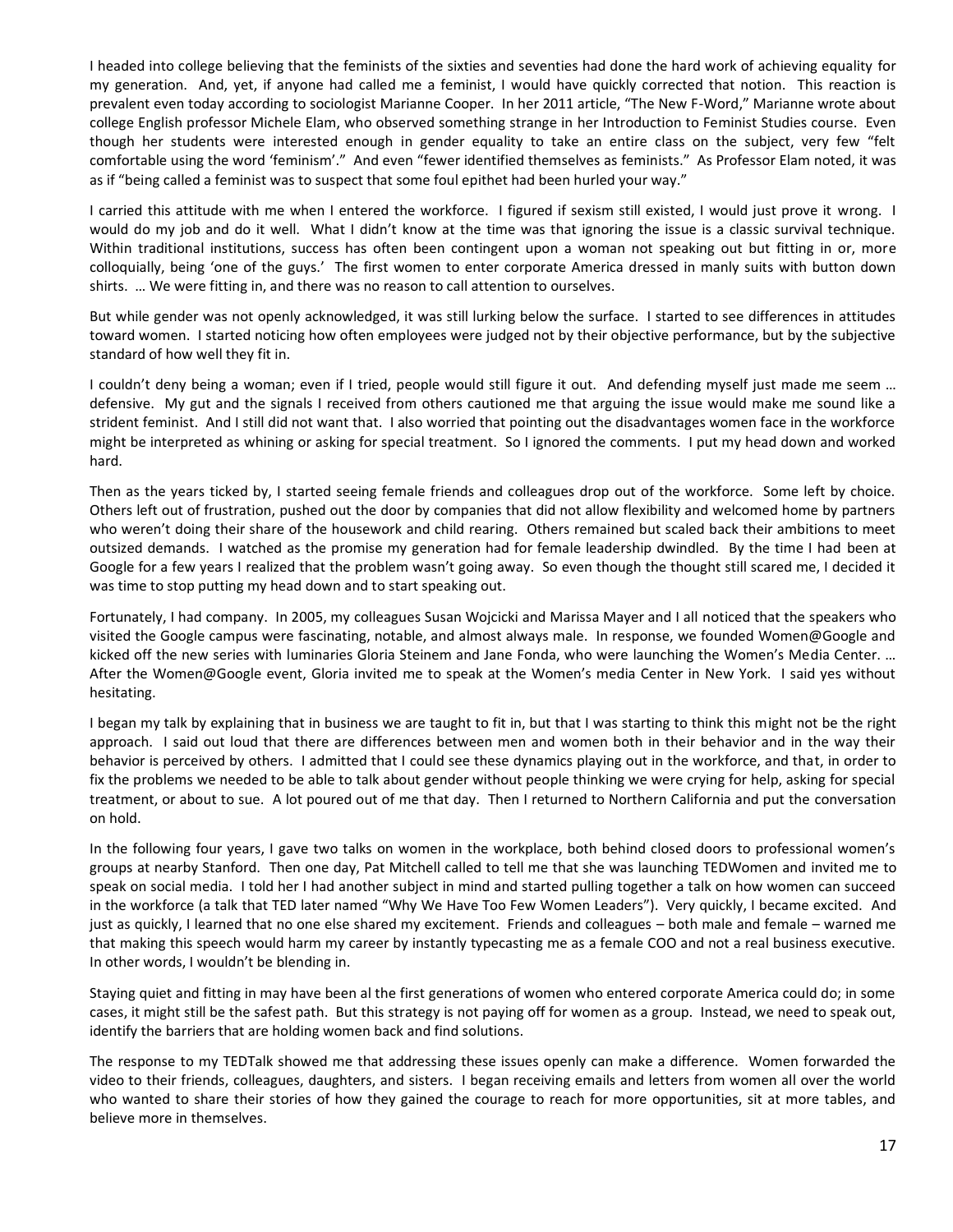I headed into college believing that the feminists of the sixties and seventies had done the hard work of achieving equality for my generation. And, yet, if anyone had called me a feminist, I would have quickly corrected that notion. This reaction is prevalent even today according to sociologist Marianne Cooper. In her 2011 article, "The New F-Word," Marianne wrote about college English professor Michele Elam, who observed something strange in her Introduction to Feminist Studies course. Even though her students were interested enough in gender equality to take an entire class on the subject, very few "felt comfortable using the word 'feminism'." And even "fewer identified themselves as feminists." As Professor Elam noted, it was as if "being called a feminist was to suspect that some foul epithet had been hurled your way."

I carried this attitude with me when I entered the workforce. I figured if sexism still existed, I would just prove it wrong. I would do my job and do it well. What I didn't know at the time was that ignoring the issue is a classic survival technique. Within traditional institutions, success has often been contingent upon a woman not speaking out but fitting in or, more colloquially, being 'one of the guys.' The first women to enter corporate America dressed in manly suits with button down shirts. … We were fitting in, and there was no reason to call attention to ourselves.

But while gender was not openly acknowledged, it was still lurking below the surface. I started to see differences in attitudes toward women. I started noticing how often employees were judged not by their objective performance, but by the subjective standard of how well they fit in.

I couldn't deny being a woman; even if I tried, people would still figure it out. And defending myself just made me seem … defensive. My gut and the signals I received from others cautioned me that arguing the issue would make me sound like a strident feminist. And I still did not want that. I also worried that pointing out the disadvantages women face in the workforce might be interpreted as whining or asking for special treatment. So I ignored the comments. I put my head down and worked hard.

Then as the years ticked by, I started seeing female friends and colleagues drop out of the workforce. Some left by choice. Others left out of frustration, pushed out the door by companies that did not allow flexibility and welcomed home by partners who weren't doing their share of the housework and child rearing. Others remained but scaled back their ambitions to meet outsized demands. I watched as the promise my generation had for female leadership dwindled. By the time I had been at Google for a few years I realized that the problem wasn't going away. So even though the thought still scared me, I decided it was time to stop putting my head down and to start speaking out.

Fortunately, I had company. In 2005, my colleagues Susan Wojcicki and Marissa Mayer and I all noticed that the speakers who visited the Google campus were fascinating, notable, and almost always male. In response, we founded Women@Google and kicked off the new series with luminaries Gloria Steinem and Jane Fonda, who were launching the Women's Media Center. … After the Women@Google event, Gloria invited me to speak at the Women's media Center in New York. I said yes without hesitating.

I began my talk by explaining that in business we are taught to fit in, but that I was starting to think this might not be the right approach. I said out loud that there are differences between men and women both in their behavior and in the way their behavior is perceived by others. I admitted that I could see these dynamics playing out in the workforce, and that, in order to fix the problems we needed to be able to talk about gender without people thinking we were crying for help, asking for special treatment, or about to sue. A lot poured out of me that day. Then I returned to Northern California and put the conversation on hold.

In the following four years, I gave two talks on women in the workplace, both behind closed doors to professional women's groups at nearby Stanford. Then one day, Pat Mitchell called to tell me that she was launching TEDWomen and invited me to speak on social media. I told her I had another subject in mind and started pulling together a talk on how women can succeed in the workforce (a talk that TED later named "Why We Have Too Few Women Leaders"). Very quickly, I became excited. And just as quickly, I learned that no one else shared my excitement. Friends and colleagues – both male and female – warned me that making this speech would harm my career by instantly typecasting me as a female COO and not a real business executive. In other words, I wouldn't be blending in.

Staying quiet and fitting in may have been al the first generations of women who entered corporate America could do; in some cases, it might still be the safest path. But this strategy is not paying off for women as a group. Instead, we need to speak out, identify the barriers that are holding women back and find solutions.

The response to my TEDTalk showed me that addressing these issues openly can make a difference. Women forwarded the video to their friends, colleagues, daughters, and sisters. I began receiving emails and letters from women all over the world who wanted to share their stories of how they gained the courage to reach for more opportunities, sit at more tables, and believe more in themselves.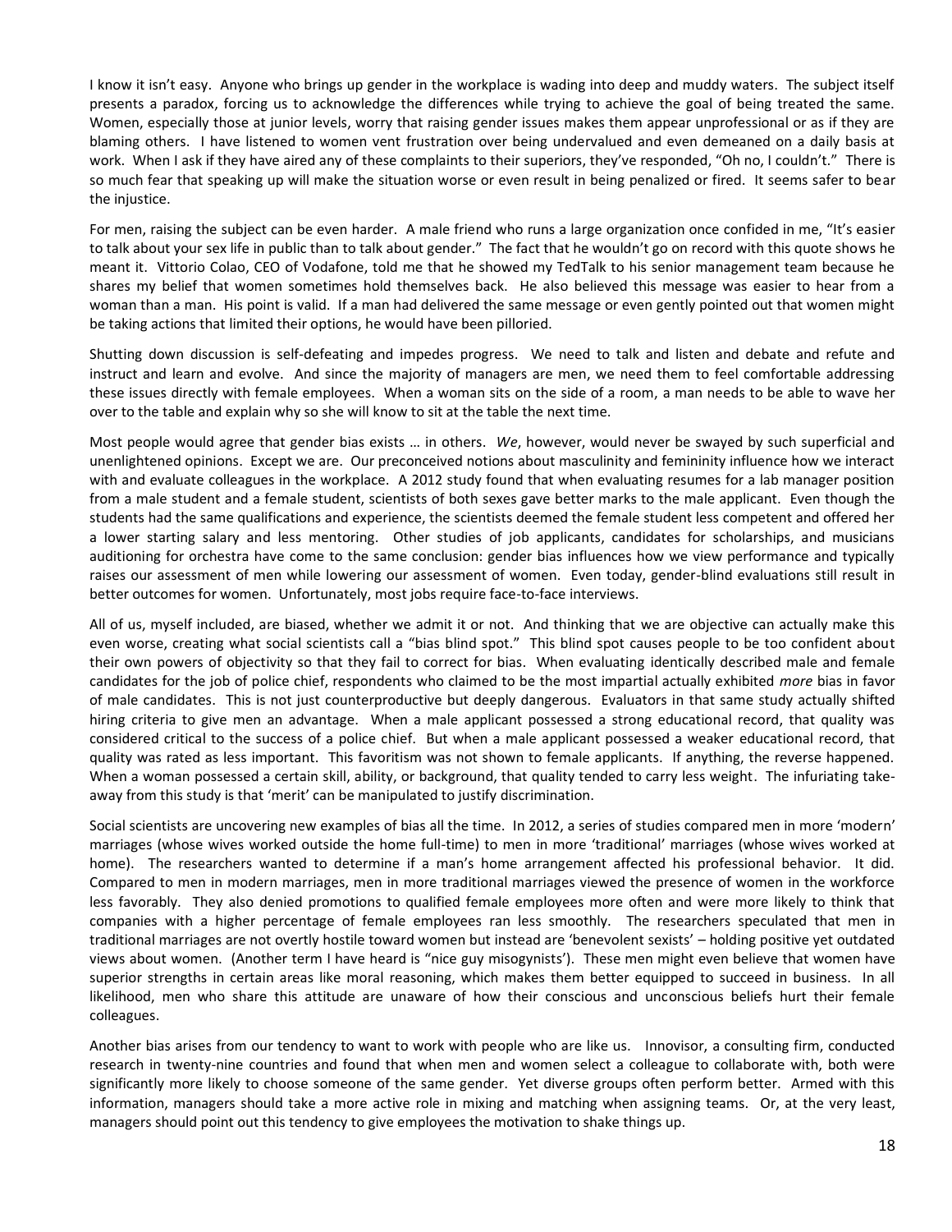I know it isn't easy. Anyone who brings up gender in the workplace is wading into deep and muddy waters. The subject itself presents a paradox, forcing us to acknowledge the differences while trying to achieve the goal of being treated the same. Women, especially those at junior levels, worry that raising gender issues makes them appear unprofessional or as if they are blaming others. I have listened to women vent frustration over being undervalued and even demeaned on a daily basis at work. When I ask if they have aired any of these complaints to their superiors, they've responded, "Oh no, I couldn't." There is so much fear that speaking up will make the situation worse or even result in being penalized or fired. It seems safer to bear the injustice.

For men, raising the subject can be even harder. A male friend who runs a large organization once confided in me, "It's easier to talk about your sex life in public than to talk about gender." The fact that he wouldn't go on record with this quote shows he meant it. Vittorio Colao, CEO of Vodafone, told me that he showed my TedTalk to his senior management team because he shares my belief that women sometimes hold themselves back. He also believed this message was easier to hear from a woman than a man. His point is valid. If a man had delivered the same message or even gently pointed out that women might be taking actions that limited their options, he would have been pilloried.

Shutting down discussion is self-defeating and impedes progress. We need to talk and listen and debate and refute and instruct and learn and evolve. And since the majority of managers are men, we need them to feel comfortable addressing these issues directly with female employees. When a woman sits on the side of a room, a man needs to be able to wave her over to the table and explain why so she will know to sit at the table the next time.

Most people would agree that gender bias exists … in others. *We*, however, would never be swayed by such superficial and unenlightened opinions. Except we are. Our preconceived notions about masculinity and femininity influence how we interact with and evaluate colleagues in the workplace. A 2012 study found that when evaluating resumes for a lab manager position from a male student and a female student, scientists of both sexes gave better marks to the male applicant. Even though the students had the same qualifications and experience, the scientists deemed the female student less competent and offered her a lower starting salary and less mentoring. Other studies of job applicants, candidates for scholarships, and musicians auditioning for orchestra have come to the same conclusion: gender bias influences how we view performance and typically raises our assessment of men while lowering our assessment of women. Even today, gender-blind evaluations still result in better outcomes for women. Unfortunately, most jobs require face-to-face interviews.

All of us, myself included, are biased, whether we admit it or not. And thinking that we are objective can actually make this even worse, creating what social scientists call a "bias blind spot." This blind spot causes people to be too confident about their own powers of objectivity so that they fail to correct for bias. When evaluating identically described male and female candidates for the job of police chief, respondents who claimed to be the most impartial actually exhibited *more* bias in favor of male candidates. This is not just counterproductive but deeply dangerous. Evaluators in that same study actually shifted hiring criteria to give men an advantage. When a male applicant possessed a strong educational record, that quality was considered critical to the success of a police chief. But when a male applicant possessed a weaker educational record, that quality was rated as less important. This favoritism was not shown to female applicants. If anything, the reverse happened. When a woman possessed a certain skill, ability, or background, that quality tended to carry less weight. The infuriating take-away from this study is that 'merit' can be manipulated to justify discrimination.

Social scientists are uncovering new examples of bias all the time. In 2012, a series of studies compared men in more 'modern' marriages (whose wives worked outside the home full-time) to men in more 'traditional' marriages (whose wives worked at home). The researchers wanted to determine if a man's home arrangement affected his professional behavior. It did. Compared to men in modern marriages, men in more traditional marriages viewed the presence of women in the workforce less favorably. They also denied promotions to qualified female employees more often and were more likely to think that companies with a higher percentage of female employees ran less smoothly. The researchers speculated that men in traditional marriages are not overtly hostile toward women but instead are 'benevolent sexists' – holding positive yet outdated views about women. (Another term I have heard is "nice guy misogynists'). These men might even believe that women have superior strengths in certain areas like moral reasoning, which makes them better equipped to succeed in business. In all likelihood, men who share this attitude are unaware of how their conscious and unconscious beliefs hurt their female colleagues.

Another bias arises from our tendency to want to work with people who are like us. Innovisor, a consulting firm, conducted research in twenty-nine countries and found that when men and women select a colleague to collaborate with, both were significantly more likely to choose someone of the same gender. Yet diverse groups often perform better. Armed with this information, managers should take a more active role in mixing and matching when assigning teams. Or, at the very least, managers should point out this tendency to give employees the motivation to shake things up.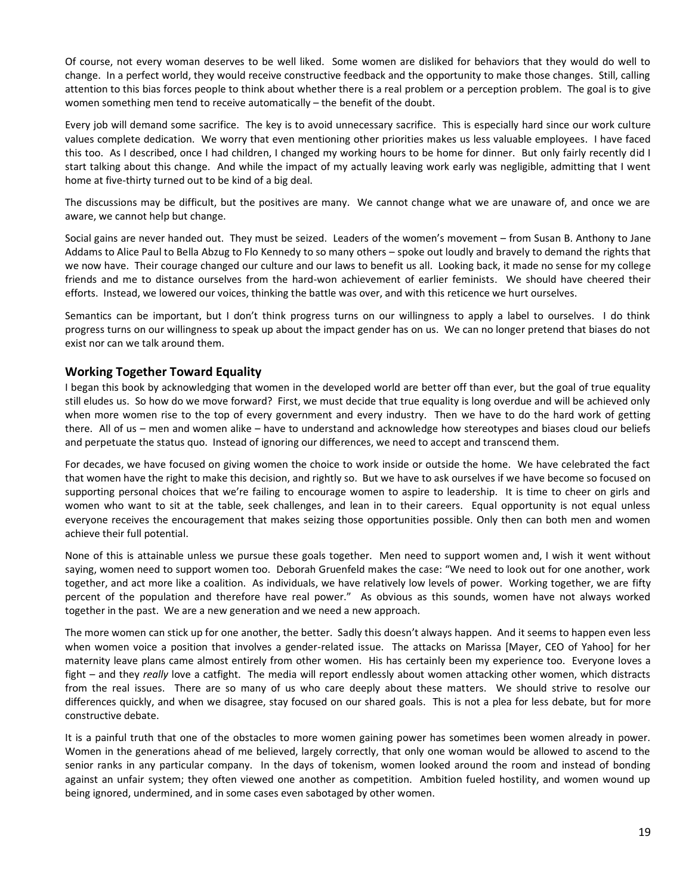Of course, not every woman deserves to be well liked. Some women are disliked for behaviors that they would do well to change. In a perfect world, they would receive constructive feedback and the opportunity to make those changes. Still, calling attention to this bias forces people to think about whether there is a real problem or a perception problem. The goal is to give women something men tend to receive automatically – the benefit of the doubt.

Every job will demand some sacrifice. The key is to avoid unnecessary sacrifice. This is especially hard since our work culture values complete dedication. We worry that even mentioning other priorities makes us less valuable employees. I have faced this too. As I described, once I had children, I changed my working hours to be home for dinner. But only fairly recently did I start talking about this change. And while the impact of my actually leaving work early was negligible, admitting that I went home at five-thirty turned out to be kind of a big deal.

The discussions may be difficult, but the positives are many. We cannot change what we are unaware of, and once we are aware, we cannot help but change.

Social gains are never handed out. They must be seized. Leaders of the women's movement – from Susan B. Anthony to Jane Addams to Alice Paul to Bella Abzug to Flo Kennedy to so many others – spoke out loudly and bravely to demand the rights that we now have. Their courage changed our culture and our laws to benefit us all. Looking back, it made no sense for my college friends and me to distance ourselves from the hard-won achievement of earlier feminists. We should have cheered their efforts. Instead, we lowered our voices, thinking the battle was over, and with this reticence we hurt ourselves.

Semantics can be important, but I don't think progress turns on our willingness to apply a label to ourselves. I do think progress turns on our willingness to speak up about the impact gender has on us. We can no longer pretend that biases do not exist nor can we talk around them.

## Working Together Toward Equality

I began this book by acknowledging that women in the developed world are better off than ever, but the goal of true equality still eludes us. So how do we move forward? First, we must decide that true equality is long overdue and will be achieved only when more women rise to the top of every government and every industry. Then we have to do the hard work of getting there. All of us – men and women alike – have to understand and acknowledge how stereotypes and biases cloud our beliefs and perpetuate the status quo. Instead of ignoring our differences, we need to accept and transcend them.

For decades, we have focused on giving women the choice to work inside or outside the home. We have celebrated the fact that women have the right to make this decision, and rightly so. But we have to ask ourselves if we have become so focused on supporting personal choices that we're failing to encourage women to aspire to leadership. It is time to cheer on girls and women who want to sit at the table, seek challenges, and lean in to their careers. Equal opportunity is not equal unless everyone receives the encouragement that makes seizing those opportunities possible. Only then can both men and women achieve their full potential.

None of this is attainable unless we pursue these goals together. Men need to support women and, I wish it went without saying, women need to support women too. Deborah Gruenfeld makes the case: "We need to look out for one another, work together, and act more like a coalition. As individuals, we have relatively low levels of power. Working together, we are fifty percent of the population and therefore have real power." As obvious as this sounds, women have not always worked together in the past. We are a new generation and we need a new approach.

The more women can stick up for one another, the better. Sadly this doesn't always happen. And it seems to happen even less when women voice a position that involves a gender-related issue. The attacks on Marissa [Mayer, CEO of Yahoo] for her maternity leave plans came almost entirely from other women. His has certainly been my experience too. Everyone loves a fight – and they *really* love a catfight. The media will report endlessly about women attacking other women, which distracts from the real issues. There are so many of us who care deeply about these matters. We should strive to resolve our differences quickly, and when we disagree, stay focused on our shared goals. This is not a plea for less debate, but for more constructive debate.

It is a painful truth that one of the obstacles to more women gaining power has sometimes been women already in power. Women in the generations ahead of me believed, largely correctly, that only one woman would be allowed to ascend to the senior ranks in any particular company. In the days of tokenism, women looked around the room and instead of bonding against an unfair system; they often viewed one another as competition. Ambition fueled hostility, and women wound up being ignored, undermined, and in some cases even sabotaged by other women.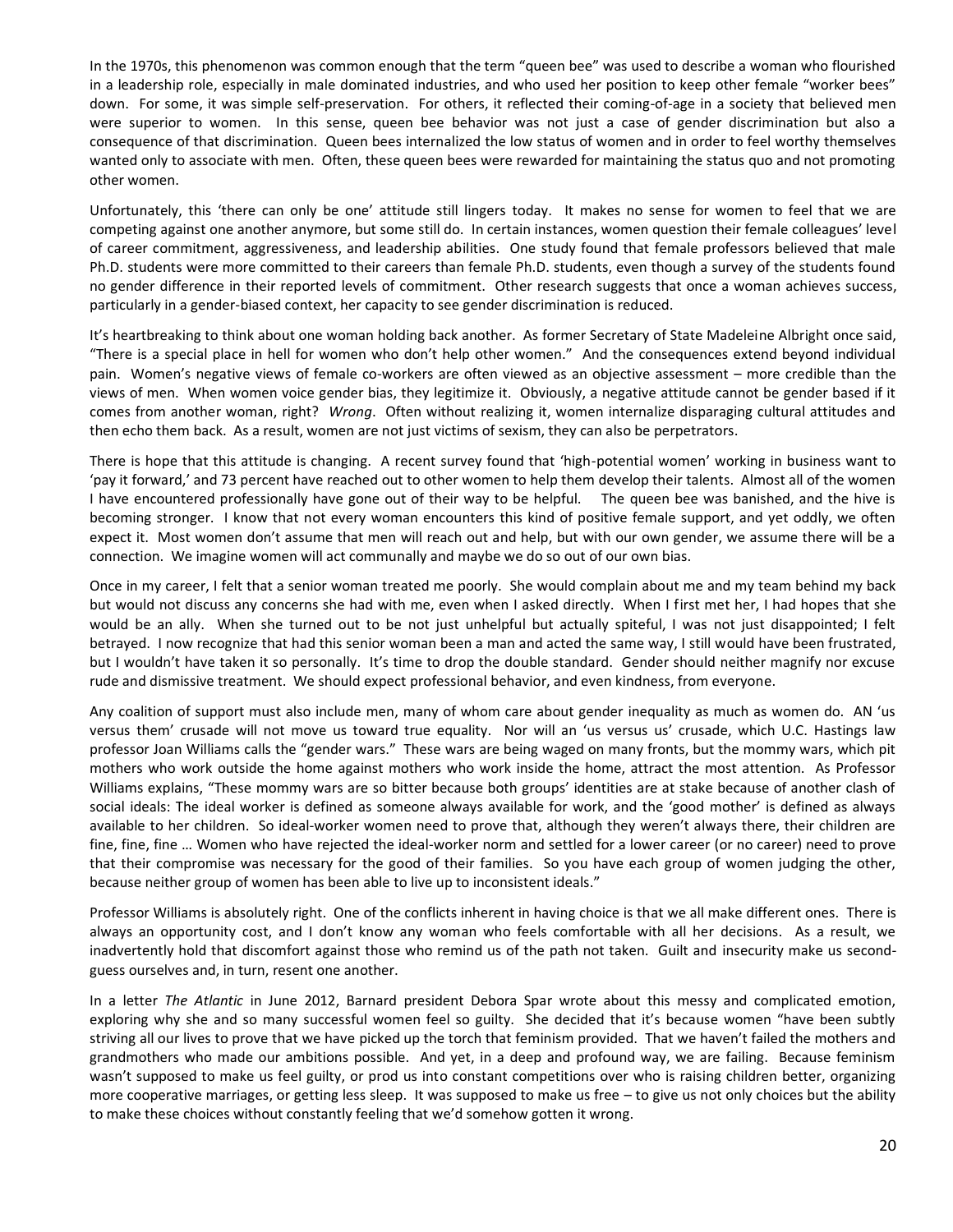In the 1970s, this phenomenon was common enough that the term "queen bee" was used to describe a woman who flourished in a leadership role, especially in male dominated industries, and who used her position to keep other female "worker bees" down. For some, it was simple self-preservation. For others, it reflected their coming-of-age in a society that believed men were superior to women. In this sense, queen bee behavior was not just a case of gender discrimination but also a consequence of that discrimination. Queen bees internalized the low status of women and in order to feel worthy themselves wanted only to associate with men. Often, these queen bees were rewarded for maintaining the status quo and not promoting other women.

Unfortunately, this 'there can only be one' attitude still lingers today. It makes no sense for women to feel that we are competing against one another anymore, but some still do. In certain instances, women question their female colleagues' level of career commitment, aggressiveness, and leadership abilities. One study found that female professors believed that male Ph.D. students were more committed to their careers than female Ph.D. students, even though a survey of the students found no gender difference in their reported levels of commitment. Other research suggests that once a woman achieves success, particularly in a gender-biased context, her capacity to see gender discrimination is reduced.

It's heartbreaking to think about one woman holding back another. As former Secretary of State Madeleine Albright once said, "There is a special place in hell for women who don't help other women." And the consequences extend beyond individual pain. Women's negative views of female co-workers are often viewed as an objective assessment – more credible than the views of men. When women voice gender bias, they legitimize it. Obviously, a negative attitude cannot be gender based if it comes from another woman, right? *Wrong*. Often without realizing it, women internalize disparaging cultural attitudes and then echo them back. As a result, women are not just victims of sexism, they can also be perpetrators.

There is hope that this attitude is changing. A recent survey found that 'high-potential women' working in business want to 'pay it forward,' and 73 percent have reached out to other women to help them develop their talents. Almost all of the women I have encountered professionally have gone out of their way to be helpful. The queen bee was banished, and the hive is becoming stronger. I know that not every woman encounters this kind of positive female support, and yet oddly, we often expect it. Most women don't assume that men will reach out and help, but with our own gender, we assume there will be a connection. We imagine women will act communally and maybe we do so out of our own bias.

Once in my career, I felt that a senior woman treated me poorly. She would complain about me and my team behind my back but would not discuss any concerns she had with me, even when I asked directly. When I first met her, I had hopes that she would be an ally. When she turned out to be not just unhelpful but actually spiteful, I was not just disappointed; I felt betrayed. I now recognize that had this senior woman been a man and acted the same way, I still would have been frustrated, but I wouldn't have taken it so personally. It's time to drop the double standard. Gender should neither magnify nor excuse rude and dismissive treatment. We should expect professional behavior, and even kindness, from everyone.

Any coalition of support must also include men, many of whom care about gender inequality as much as women do. AN 'us versus them' crusade will not move us toward true equality. Nor will an 'us versus us' crusade, which U.C. Hastings law professor Joan Williams calls the "gender wars." These wars are being waged on many fronts, but the mommy wars, which pit mothers who work outside the home against mothers who work inside the home, attract the most attention. As Professor Williams explains, "These mommy wars are so bitter because both groups' identities are at stake because of another clash of social ideals: The ideal worker is defined as someone always available for work, and the 'good mother' is defined as always available to her children. So ideal-worker women need to prove that, although they weren't always there, their children are fine, fine, fine … Women who have rejected the ideal-worker norm and settled for a lower career (or no career) need to prove that their compromise was necessary for the good of their families. So you have each group of women judging the other, because neither group of women has been able to live up to inconsistent ideals."

Professor Williams is absolutely right. One of the conflicts inherent in having choice is that we all make different ones. There is always an opportunity cost, and I don't know any woman who feels comfortable with all her decisions. As a result, we inadvertently hold that discomfort against those who remind us of the path not taken. Guilt and insecurity make us second-guess ourselves and, in turn, resent one another.

In a letter *The Atlantic* in June 2012, Barnard president Debora Spar wrote about this messy and complicated emotion, exploring why she and so many successful women feel so guilty. She decided that it's because women "have been subtly striving all our lives to prove that we have picked up the torch that feminism provided. That we haven't failed the mothers and grandmothers who made our ambitions possible. And yet, in a deep and profound way, we are failing. Because feminism wasn't supposed to make us feel guilty, or prod us into constant competitions over who is raising children better, organizing more cooperative marriages, or getting less sleep. It was supposed to make us free – to give us not only choices but the ability to make these choices without constantly feeling that we'd somehow gotten it wrong.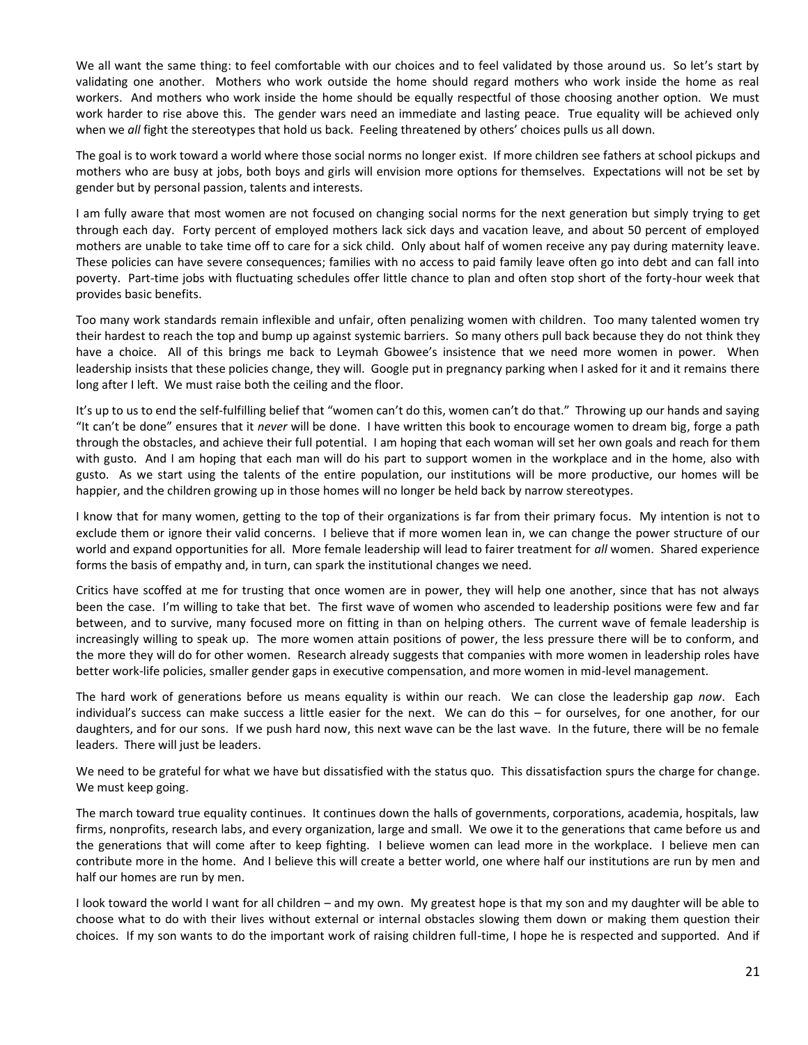We all want the same thing: to feel comfortable with our choices and to feel validated by those around us. So let's start by validating one another. Mothers who work outside the home should regard mothers who work inside the home as real workers. And mothers who work inside the home should be equally respectful of those choosing another option. We must work harder to rise above this. The gender wars need an immediate and lasting peace. True equality will be achieved only when we *all* fight the stereotypes that hold us back. Feeling threatened by others' choices pulls us all down.

The goal is to work toward a world where those social norms no longer exist. If more children see fathers at school pickups and mothers who are busy at jobs, both boys and girls will envision more options for themselves. Expectations will not be set by gender but by personal passion, talents and interests.

I am fully aware that most women are not focused on changing social norms for the next generation but simply trying to get through each day. Forty percent of employed mothers lack sick days and vacation leave, and about 50 percent of employed mothers are unable to take time off to care for a sick child. Only about half of women receive any pay during maternity leave. These policies can have severe consequences; families with no access to paid family leave often go into debt and can fall into poverty. Part-time jobs with fluctuating schedules offer little chance to plan and often stop short of the forty-hour week that provides basic benefits.

Too many work standards remain inflexible and unfair, often penalizing women with children. Too many talented women try their hardest to reach the top and bump up against systemic barriers. So many others pull back because they do not think they have a choice. All of this brings me back to Leymah Gbowee's insistence that we need more women in power. When leadership insists that these policies change, they will. Google put in pregnancy parking when I asked for it and it remains there long after I left. We must raise both the ceiling and the floor.

It's up to us to end the self-fulfilling belief that "women can't do this, women can't do that." Throwing up our hands and saying "It can't be done" ensures that it *never* will be done. I have written this book to encourage women to dream big, forge a path through the obstacles, and achieve their full potential. I am hoping that each woman will set her own goals and reach for them with gusto. And I am hoping that each man will do his part to support women in the workplace and in the home, also with gusto. As we start using the talents of the entire population, our institutions will be more productive, our homes will be happier, and the children growing up in those homes will no longer be held back by narrow stereotypes.

I know that for many women, getting to the top of their organizations is far from their primary focus. My intention is not to exclude them or ignore their valid concerns. I believe that if more women lean in, we can change the power structure of our world and expand opportunities for all. More female leadership will lead to fairer treatment for *all* women. Shared experience forms the basis of empathy and, in turn, can spark the institutional changes we need.

Critics have scoffed at me for trusting that once women are in power, they will help one another, since that has not always been the case. I'm willing to take that bet. The first wave of women who ascended to leadership positions were few and far between, and to survive, many focused more on fitting in than on helping others. The current wave of female leadership is increasingly willing to speak up. The more women attain positions of power, the less pressure there will be to conform, and the more they will do for other women. Research already suggests that companies with more women in leadership roles have better work-life policies, smaller gender gaps in executive compensation, and more women in mid-level management.

The hard work of generations before us means equality is within our reach. We can close the leadership gap *now*. Each individual's success can make success a little easier for the next. We can do this – for ourselves, for one another, for our daughters, and for our sons. If we push hard now, this next wave can be the last wave. In the future, there will be no female leaders. There will just be leaders.

We need to be grateful for what we have but dissatisfied with the status quo. This dissatisfaction spurs the charge for change. We must keep going.

The march toward true equality continues. It continues down the halls of governments, corporations, academia, hospitals, law firms, nonprofits, research labs, and every organization, large and small. We owe it to the generations that came before us and the generations that will come after to keep fighting. I believe women can lead more in the workplace. I believe men can contribute more in the home. And I believe this will create a better world, one where half our institutions are run by men and half our homes are run by men.

I look toward the world I want for all children – and my own. My greatest hope is that my son and my daughter will be able to choose what to do with their lives without external or internal obstacles slowing them down or making them question their choices. If my son wants to do the important work of raising children full-time, I hope he is respected and supported. And if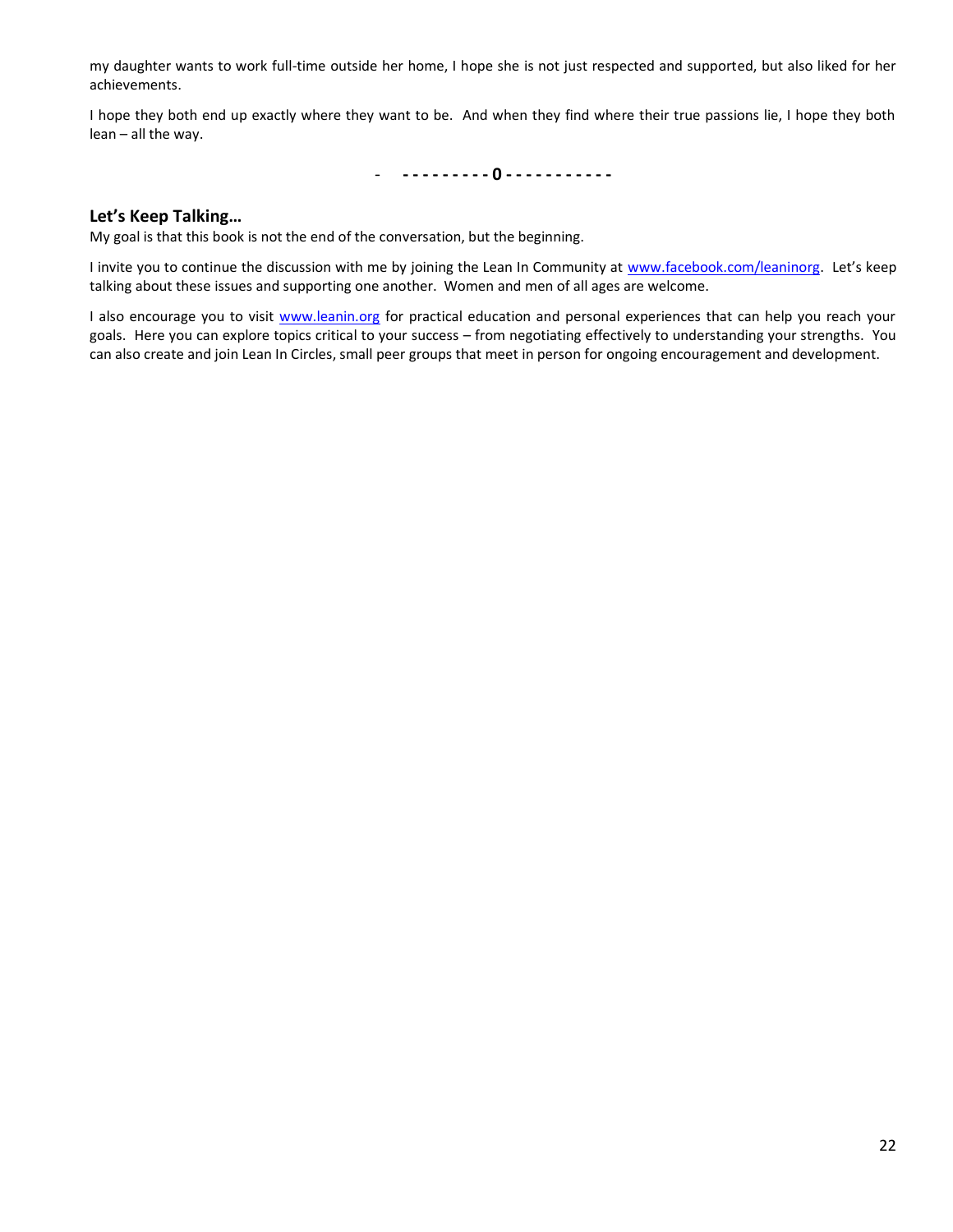my daughter wants to work full-time outside her home, I hope she is not just respected and supported, but also liked for her achievements.

I hope they both end up exactly where they want to be. And when they find where their true passions lie, I hope they both lean – all the way.

- **- - - - - - - - - 0 - - - - - - - - - - -**

### Let's Keep Talking…

My goal is that this book is not the end of the conversation, but the beginning.

I invite you to continue the discussion with me by joining the Lean In Community at www.facebook.com/leaninorg. Let's keep talking about these issues and supporting one another. Women and men of all ages are welcome.

I also encourage you to visit www.leanin.org for practical education and personal experiences that can help you reach your goals. Here you can explore topics critical to your success – from negotiating effectively to understanding your strengths. You can also create and join Lean In Circles, small peer groups that meet in person for ongoing encouragement and development.